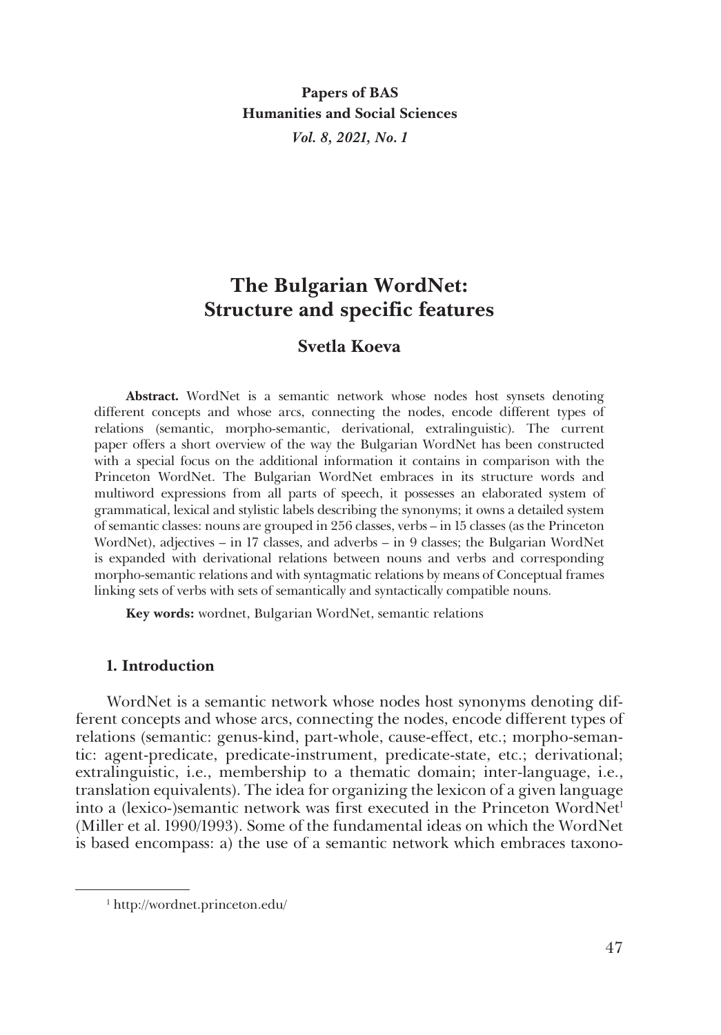**Papers of BAS**
**Humanities and Social Sciences**
*Vol. 8, 2021, No. 1*

# The Bulgarian WordNet: Structure and specific features

## Svetla Koeva

**Abstract.** WordNet is a semantic network whose nodes host synsets denoting different concepts and whose arcs, connecting the nodes, encode different types of relations (semantic, morpho-semantic, derivational, extralinguistic). The current paper offers a short overview of the way the Bulgarian WordNet has been constructed with a special focus on the additional information it contains in comparison with the Princeton WordNet. The Bulgarian WordNet embraces in its structure words and multiword expressions from all parts of speech, it possesses an elaborated system of grammatical, lexical and stylistic labels describing the synonyms; it owns a detailed system of semantic classes: nouns are grouped in 256 classes, verbs – in 15 classes (as the Princeton WordNet), adjectives – in 17 classes, and adverbs – in 9 classes; the Bulgarian WordNet is expanded with derivational relations between nouns and verbs and corresponding morpho-semantic relations and with syntagmatic relations by means of Conceptual frames linking sets of verbs with sets of semantically and syntactically compatible nouns.

**Key words:** wordnet, Bulgarian WordNet, semantic relations

### 1. Introduction

WordNet is a semantic network whose nodes host synonyms denoting different concepts and whose arcs, connecting the nodes, encode different types of relations (semantic: genus-kind, part-whole, cause-effect, etc.; morpho-semantic: agent-predicate, predicate-instrument, predicate-state, etc.; derivational; extralinguistic, i.e., membership to a thematic domain; inter-language, i.e., translation equivalents). The idea for organizing the lexicon of a given language into a (lexico-)semantic network was first executed in the Princeton WordNet[1] (Miller et al. 1990/1993). Some of the fundamental ideas on which the WordNet is based encompass: a) the use of a semantic network which embraces taxono-

[1] http://wordnet.princeton.edu/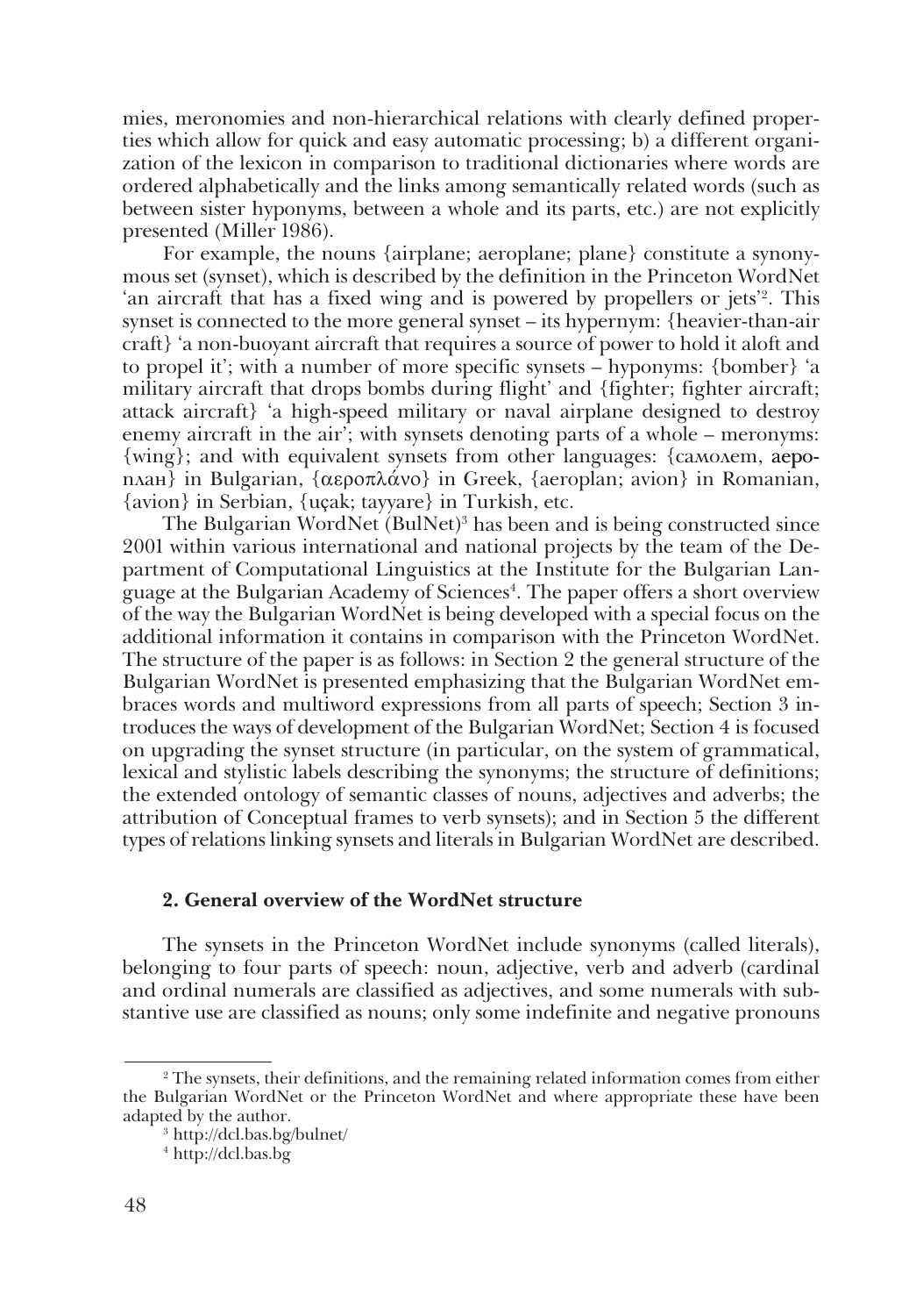mies, meronomies and non-hierarchical relations with clearly defined properties which allow for quick and easy automatic processing; b) a different organization of the lexicon in comparison to traditional dictionaries where words are ordered alphabetically and the links among semantically related words (such as between sister hyponyms, between a whole and its parts, etc.) are not explicitly presented (Miller 1986).

For example, the nouns {airplane; aeroplane; plane} constitute a synonymous set (synset), which is described by the definition in the Princeton WordNet 'an aircraft that has a fixed wing and is powered by propellers or jets'[2]. This synset is connected to the more general synset – its hypernym: {heavier-than-air craft} 'a non-buoyant aircraft that requires a source of power to hold it aloft and to propel it'; with a number of more specific synsets – hyponyms: {bomber} 'a military aircraft that drops bombs during flight' and {fighter; fighter aircraft; attack aircraft} 'a high-speed military or naval airplane designed to destroy enemy aircraft in the air'; with synsets denoting parts of a whole – meronyms: {wing}; and with equivalent synsets from other languages: {самолет, аероплан} in Bulgarian, {αεροπλάνο} in Greek, {aeroplan; avion} in Romanian, {avion} in Serbian, {uçak; tayyare} in Turkish, etc.

The Bulgarian WordNet (BulNet)[3] has been and is being constructed since 2001 within various international and national projects by the team of the Department of Computational Linguistics at the Institute for the Bulgarian Language at the Bulgarian Academy of Sciences[4]. The paper offers a short overview of the way the Bulgarian WordNet is being developed with a special focus on the additional information it contains in comparison with the Princeton WordNet. The structure of the paper is as follows: in Section 2 the general structure of the Bulgarian WordNet is presented emphasizing that the Bulgarian WordNet embraces words and multiword expressions from all parts of speech; Section 3 introduces the ways of development of the Bulgarian WordNet; Section 4 is focused on upgrading the synset structure (in particular, on the system of grammatical, lexical and stylistic labels describing the synonyms; the structure of definitions; the extended ontology of semantic classes of nouns, adjectives and adverbs; the attribution of Conceptual frames to verb synsets); and in Section 5 the different types of relations linking synsets and literals in Bulgarian WordNet are described.

## 2. General overview of the WordNet structure

The synsets in the Princeton WordNet include synonyms (called literals), belonging to four parts of speech: noun, adjective, verb and adverb (cardinal and ordinal numerals are classified as adjectives, and some numerals with substantive use are classified as nouns; only some indefinite and negative pronouns

---

[2] The synsets, their definitions, and the remaining related information comes from either the Bulgarian WordNet or the Princeton WordNet and where appropriate these have been adapted by the author.

[3] http://dcl.bas.bg/bulnet/

[4] http://dcl.bas.bg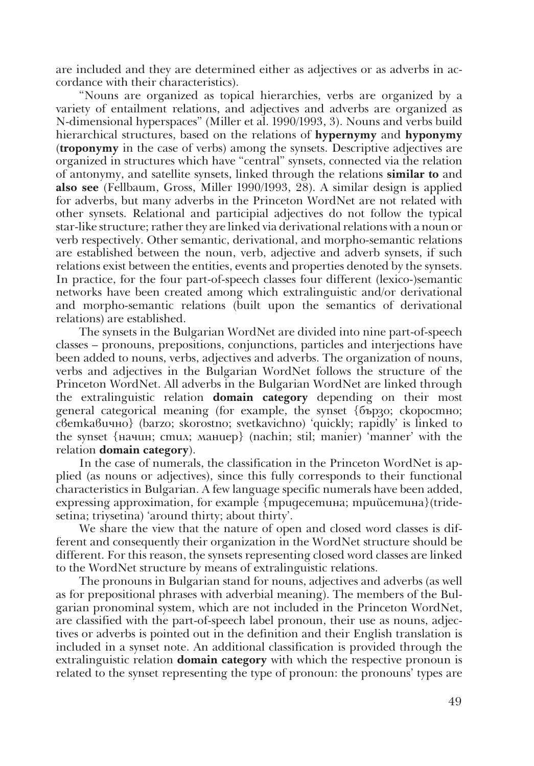are included and they are determined either as adjectives or as adverbs in accordance with their characteristics).

"Nouns are organized as topical hierarchies, verbs are organized by a variety of entailment relations, and adjectives and adverbs are organized as N-dimensional hyperspaces" (Miller et al. 1990/1993, 3). Nouns and verbs build hierarchical structures, based on the relations of **hypernymy** and **hyponymy** (**troponymy** in the case of verbs) among the synsets. Descriptive adjectives are organized in structures which have "central" synsets, connected via the relation of antonymy, and satellite synsets, linked through the relations **similar to** and **also see** (Fellbaum, Gross, Miller 1990/1993, 28). A similar design is applied for adverbs, but many adverbs in the Princeton WordNet are not related with other synsets. Relational and participial adjectives do not follow the typical star-like structure; rather they are linked via derivational relations with a noun or verb respectively. Other semantic, derivational, and morpho-semantic relations are established between the noun, verb, adjective and adverb synsets, if such relations exist between the entities, events and properties denoted by the synsets. In practice, for the four part-of-speech classes four different (lexico-)semantic networks have been created among which extralinguistic and/or derivational and morpho-semantic relations (built upon the semantics of derivational relations) are established.

The synsets in the Bulgarian WordNet are divided into nine part-of-speech classes – pronouns, prepositions, conjunctions, particles and interjections have been added to nouns, verbs, adjectives and adverbs. The organization of nouns, verbs and adjectives in the Bulgarian WordNet follows the structure of the Princeton WordNet. All adverbs in the Bulgarian WordNet are linked through the extralinguistic relation **domain category** depending on their most general categorical meaning (for example, the synset {бързо; скоростно; светкавично} (barzo; skorostno; svetkavichno) 'quickly; rapidly' is linked to the synset {начин; стил; маниер} (nachin; stil; manier) 'manner' with the relation **domain category**).

In the case of numerals, the classification in the Princeton WordNet is applied (as nouns or adjectives), since this fully corresponds to their functional characteristics in Bulgarian. A few language specific numerals have been added, expressing approximation, for example {тридесетина; трийсетина}(tridesetina; triysetina) 'around thirty; about thirty'.

We share the view that the nature of open and closed word classes is different and consequently their organization in the WordNet structure should be different. For this reason, the synsets representing closed word classes are linked to the WordNet structure by means of extralinguistic relations.

The pronouns in Bulgarian stand for nouns, adjectives and adverbs (as well as for prepositional phrases with adverbial meaning). The members of the Bulgarian pronominal system, which are not included in the Princeton WordNet, are classified with the part-of-speech label pronoun, their use as nouns, adjectives or adverbs is pointed out in the definition and their English translation is included in a synset note. An additional classification is provided through the extralinguistic relation **domain category** with which the respective pronoun is related to the synset representing the type of pronoun: the pronouns' types are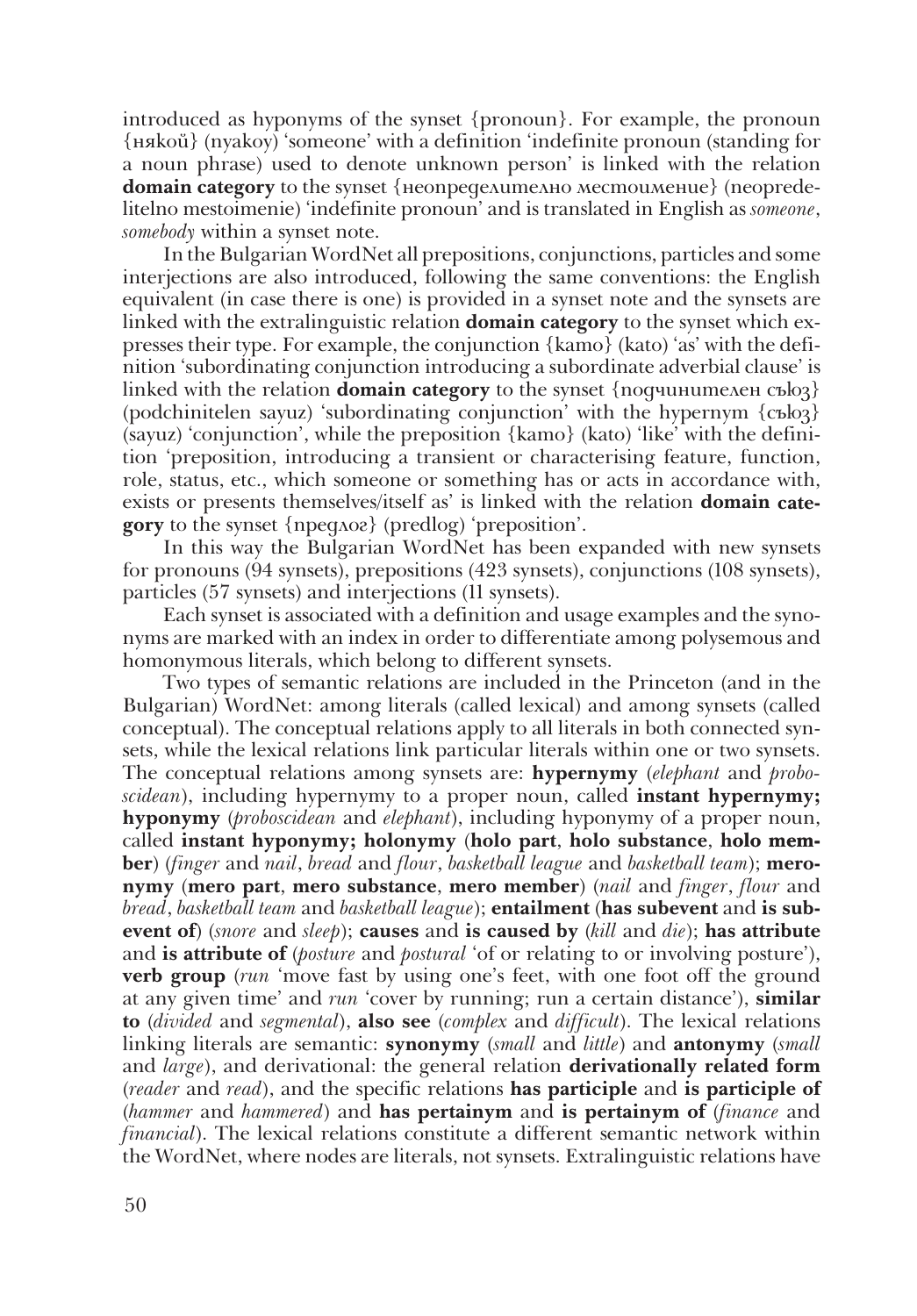introduced as hyponyms of the synset {pronoun}. For example, the pronoun {някой} (nyakoy) 'someone' with a definition 'indefinite pronoun (standing for a noun phrase) used to denote unknown person' is linked with the relation **domain category** to the synset {неопределително местоимение} (neopredelitelno mestoimenie) 'indefinite pronoun' and is translated in English as *someone*, *somebody* within a synset note.

In the Bulgarian WordNet all prepositions, conjunctions, particles and some interjections are also introduced, following the same conventions: the English equivalent (in case there is one) is provided in a synset note and the synsets are linked with the extralinguistic relation **domain category** to the synset which expresses their type. For example, the conjunction {като} (kato) 'as' with the definition 'subordinating conjunction introducing a subordinate adverbial clause' is linked with the relation **domain category** to the synset {подчинителен съюз} (podchinitelen sayuz) 'subordinating conjunction' with the hypernym {съюз} (sayuz) 'conjunction', while the preposition {като} (kato) 'like' with the definition 'preposition, introducing a transient or characterising feature, function, role, status, etc., which someone or something has or acts in accordance with, exists or presents themselves/itself as' is linked with the relation **domain category** to the synset {предлог} (predlog) 'preposition'.

In this way the Bulgarian WordNet has been expanded with new synsets for pronouns (94 synsets), prepositions (423 synsets), conjunctions (108 synsets), particles (57 synsets) and interjections (11 synsets).

Each synset is associated with a definition and usage examples and the synonyms are marked with an index in order to differentiate among polysemous and homonymous literals, which belong to different synsets.

Two types of semantic relations are included in the Princeton (and in the Bulgarian) WordNet: among literals (called lexical) and among synsets (called conceptual). The conceptual relations apply to all literals in both connected synsets, while the lexical relations link particular literals within one or two synsets. The conceptual relations among synsets are: **hypernymy** (*elephant* and *proboscidean*), including hypernymy to a proper noun, called **instant hypernymy; hyponymy** (*proboscidean* and *elephant*), including hyponymy of a proper noun, called **instant hyponymy; holonymy** (**holo part**, **holo substance**, **holo member**) (*finger* and *nail*, *bread* and *flour*, *basketball league* and *basketball team*); **meronymy** (**mero part**, **mero substance**, **mero member**) (*nail* and *finger*, *flour* and *bread*, *basketball team* and *basketball league*); **entailment** (**has subevent** and **is subevent of**) (*snore* and *sleep*); **causes** and **is caused by** (*kill* and *die*); **has attribute** and **is attribute of** (*posture* and *postural* 'of or relating to or involving posture'), **verb group** (*run* 'move fast by using one's feet, with one foot off the ground at any given time' and *run* 'cover by running; run a certain distance'), **similar to** (*divided* and *segmental*), **also see** (*complex* and *difficult*). The lexical relations linking literals are semantic: **synonymy** (*small* and *little*) and **antonymy** (*small* and *large*), and derivational: the general relation **derivationally related form** (*reader* and *read*), and the specific relations **has participle** and **is participle of** (*hammer* and *hammered*) and **has pertainym** and **is pertainym of** (*finance* and *financial*). The lexical relations constitute a different semantic network within the WordNet, where nodes are literals, not synsets. Extralinguistic relations have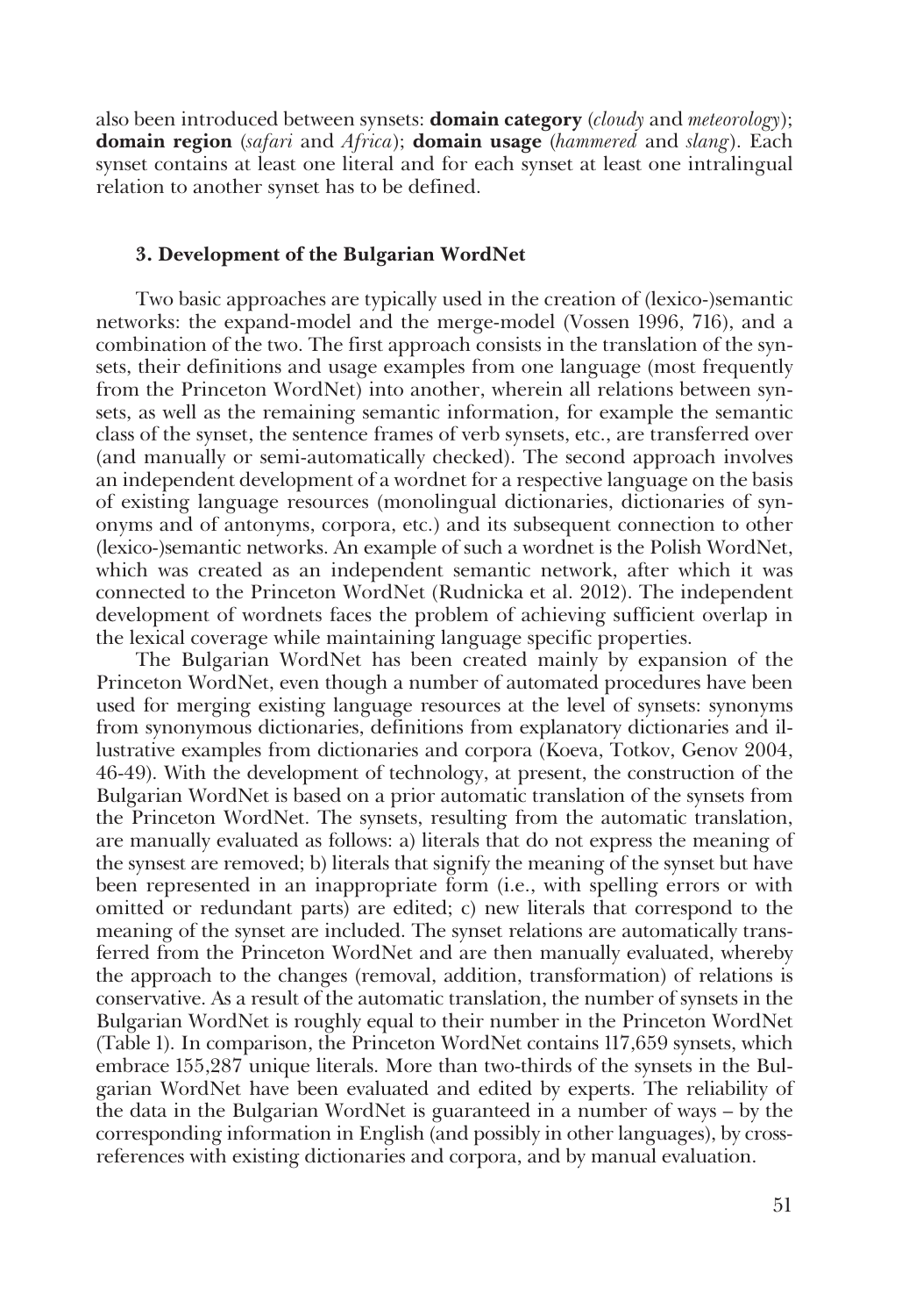also been introduced between synsets: **domain category** (*cloudy* and *meteorology*); **domain region** (*safari* and *Africa*); **domain usage** (*hammered* and *slang*). Each synset contains at least one literal and for each synset at least one intralingual relation to another synset has to be defined.

### 3. Development of the Bulgarian WordNet

Two basic approaches are typically used in the creation of (lexico-)semantic networks: the expand-model and the merge-model (Vossen 1996, 716), and a combination of the two. The first approach consists in the translation of the synsets, their definitions and usage examples from one language (most frequently from the Princeton WordNet) into another, wherein all relations between synsets, as well as the remaining semantic information, for example the semantic class of the synset, the sentence frames of verb synsets, etc., are transferred over (and manually or semi-automatically checked). The second approach involves an independent development of a wordnet for a respective language on the basis of existing language resources (monolingual dictionaries, dictionaries of synonyms and of antonyms, corpora, etc.) and its subsequent connection to other (lexico-)semantic networks. An example of such a wordnet is the Polish WordNet, which was created as an independent semantic network, after which it was connected to the Princeton WordNet (Rudnicka et al. 2012). The independent development of wordnets faces the problem of achieving sufficient overlap in the lexical coverage while maintaining language specific properties.

The Bulgarian WordNet has been created mainly by expansion of the Princeton WordNet, even though a number of automated procedures have been used for merging existing language resources at the level of synsets: synonyms from synonymous dictionaries, definitions from explanatory dictionaries and illustrative examples from dictionaries and corpora (Koeva, Totkov, Genov 2004, 46-49). With the development of technology, at present, the construction of the Bulgarian WordNet is based on a prior automatic translation of the synsets from the Princeton WordNet. The synsets, resulting from the automatic translation, are manually evaluated as follows: a) literals that do not express the meaning of the synsest are removed; b) literals that signify the meaning of the synset but have been represented in an inappropriate form (i.e., with spelling errors or with omitted or redundant parts) are edited; c) new literals that correspond to the meaning of the synset are included. The synset relations are automatically transferred from the Princeton WordNet and are then manually evaluated, whereby the approach to the changes (removal, addition, transformation) of relations is conservative. As a result of the automatic translation, the number of synsets in the Bulgarian WordNet is roughly equal to their number in the Princeton WordNet (Table 1). In comparison, the Princeton WordNet contains 117,659 synsets, which embrace 155,287 unique literals. More than two-thirds of the synsets in the Bulgarian WordNet have been evaluated and edited by experts. The reliability of the data in the Bulgarian WordNet is guaranteed in a number of ways – by the corresponding information in English (and possibly in other languages), by cross-references with existing dictionaries and corpora, and by manual evaluation.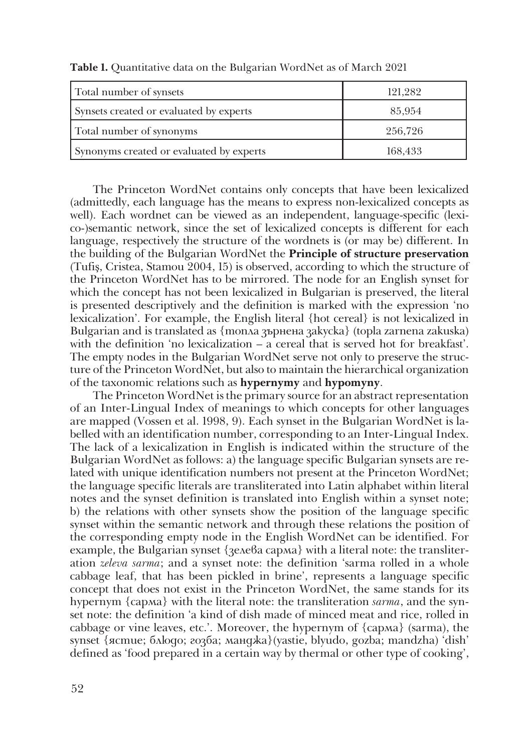**Table 1.** Quantitative data on the Bulgarian WordNet as of March 2021

| | |
|---|---|
| Total number of synsets | 121,282 |
| Synsets created or evaluated by experts | 85,954 |
| Total number of synonyms | 256,726 |
| Synonyms created or evaluated by experts | 168,433 |

The Princeton WordNet contains only concepts that have been lexicalized (admittedly, each language has the means to express non-lexicalized concepts as well). Each wordnet can be viewed as an independent, language-specific (lexico-)semantic network, since the set of lexicalized concepts is different for each language, respectively the structure of the wordnets is (or may be) different. In the building of the Bulgarian WordNet the **Principle of structure preservation** (Tufiş, Cristea, Stamou 2004, 15) is observed, according to which the structure of the Princeton WordNet has to be mirrored. The node for an English synset for which the concept has not been lexicalized in Bulgarian is preserved, the literal is presented descriptively and the definition is marked with the expression 'no lexicalization'. For example, the English literal {hot cereal} is not lexicalized in Bulgarian and is translated as {топла зърнена закуска} (topla zarnena zakuska) with the definition 'no lexicalization – a cereal that is served hot for breakfast'. The empty nodes in the Bulgarian WordNet serve not only to preserve the structure of the Princeton WordNet, but also to maintain the hierarchical organization of the taxonomic relations such as **hypernymy** and **hypomyny**.

The Princeton WordNet is the primary source for an abstract representation of an Inter-Lingual Index of meanings to which concepts for other languages are mapped (Vossen et al. 1998, 9). Each synset in the Bulgarian WordNet is labelled with an identification number, corresponding to an Inter-Lingual Index. The lack of a lexicalization in English is indicated within the structure of the Bulgarian WordNet as follows: a) the language specific Bulgarian synsets are related with unique identification numbers not present at the Princeton WordNet; the language specific literals are transliterated into Latin alphabet within literal notes and the synset definition is translated into English within a synset note; b) the relations with other synsets show the position of the language specific synset within the semantic network and through these relations the position of the corresponding empty node in the English WordNet can be identified. For example, the Bulgarian synset {зелева сарма} with a literal note: the transliteration *zeleva sarma*; and a synset note: the definition 'sarma rolled in a whole cabbage leaf, that has been pickled in brine', represents a language specific concept that does not exist in the Princeton WordNet, the same stands for its hypernym {сарма} with the literal note: the transliteration *sarma*, and the synset note: the definition 'a kind of dish made of minced meat and rice, rolled in cabbage or vine leaves, etc.'. Moreover, the hypernym of {сарма} (sarma), the synset {ястие; блюдо; гозба; манджа}(yastie, blyudo, gozba; mandzha) 'dish' defined as 'food prepared in a certain way by thermal or other type of cooking',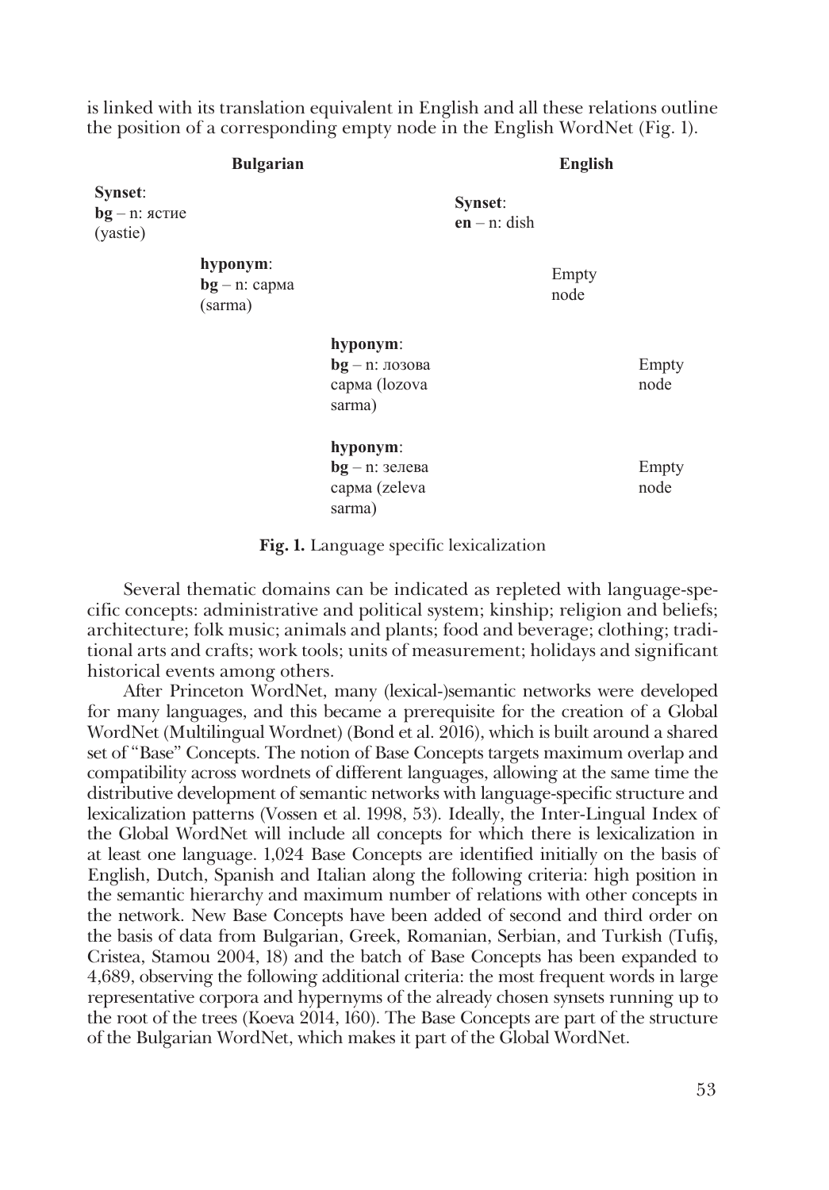is linked with its translation equivalent in English and all these relations outline the position of a corresponding empty node in the English WordNet (Fig. 1).

| Bulgarian | | | English | |
|---|---|---|---|---|
| **Synset**: **bg** – n: ястие (yastie) | | | **Synset**: **en** – n: dish | |
| | **hyponym**: **bg** – n: сарма (sarma) | | Empty node | |
| | | **hyponym**: **bg** – n: лозова сарма (lozova sarma) | | Empty node |
| | | **hyponym**: **bg** – n: зелева сарма (zeleva sarma) | | Empty node |

**Fig. 1.** Language specific lexicalization

Several thematic domains can be indicated as repleted with language-specific concepts: administrative and political system; kinship; religion and beliefs; architecture; folk music; animals and plants; food and beverage; clothing; traditional arts and crafts; work tools; units of measurement; holidays and significant historical events among others.

After Princeton WordNet, many (lexical-)semantic networks were developed for many languages, and this became a prerequisite for the creation of a Global WordNet (Multilingual Wordnet) (Bond et al. 2016), which is built around a shared set of "Base" Concepts. The notion of Base Concepts targets maximum overlap and compatibility across wordnets of different languages, allowing at the same time the distributive development of semantic networks with language-specific structure and lexicalization patterns (Vossen et al. 1998, 53). Ideally, the Inter-Lingual Index of the Global WordNet will include all concepts for which there is lexicalization in at least one language. 1,024 Base Concepts are identified initially on the basis of English, Dutch, Spanish and Italian along the following criteria: high position in the semantic hierarchy and maximum number of relations with other concepts in the network. New Base Concepts have been added of second and third order on the basis of data from Bulgarian, Greek, Romanian, Serbian, and Turkish (Tufiş, Cristea, Stamou 2004, 18) and the batch of Base Concepts has been expanded to 4,689, observing the following additional criteria: the most frequent words in large representative corpora and hypernyms of the already chosen synsets running up to the root of the trees (Koeva 2014, 160). The Base Concepts are part of the structure of the Bulgarian WordNet, which makes it part of the Global WordNet.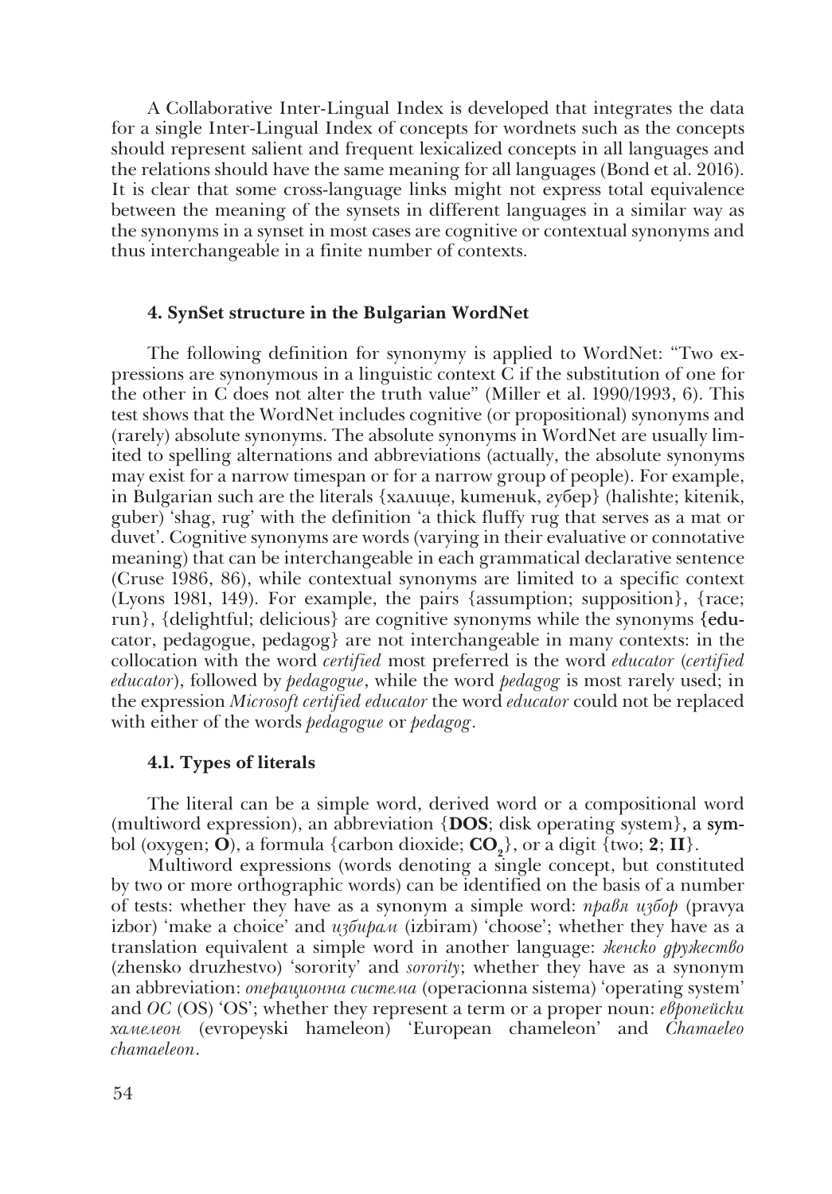A Collaborative Inter-Lingual Index is developed that integrates the data for a single Inter-Lingual Index of concepts for wordnets such as the concepts should represent salient and frequent lexicalized concepts in all languages and the relations should have the same meaning for all languages (Bond et al. 2016). It is clear that some cross-language links might not express total equivalence between the meaning of the synsets in different languages in a similar way as the synonyms in a synset in most cases are cognitive or contextual synonyms and thus interchangeable in a finite number of contexts.

### 4. SynSet structure in the Bulgarian WordNet

The following definition for synonymy is applied to WordNet: "Two expressions are synonymous in a linguistic context C if the substitution of one for the other in C does not alter the truth value" (Miller et al. 1990/1993, 6). This test shows that the WordNet includes cognitive (or propositional) synonyms and (rarely) absolute synonyms. The absolute synonyms in WordNet are usually limited to spelling alternations and abbreviations (actually, the absolute synonyms may exist for a narrow timespan or for a narrow group of people). For example, in Bulgarian such are the literals {халище, kитеник, губер} (halishte; kitenik, guber) 'shag, rug' with the definition 'a thick fluffy rug that serves as a mat or duvet'. Cognitive synonyms are words (varying in their evaluative or connotative meaning) that can be interchangeable in each grammatical declarative sentence (Cruse 1986, 86), while contextual synonyms are limited to a specific context (Lyons 1981, 149). For example, the pairs {assumption; supposition}, {race; run}, {delightful; delicious} are cognitive synonyms while the synonyms {educator, pedagogue, pedagog} are not interchangeable in many contexts: in the collocation with the word *certified* most preferred is the word *educator* (*certified educator*), followed by *pedagogue*, while the word *pedagog* is most rarely used; in the expression *Microsoft certified educator* the word *educator* could not be replaced with either of the words *pedagogue* or *pedagog*.

#### 4.1. Types of literals

The literal can be a simple word, derived word or a compositional word (multiword expression), an abbreviation {**DOS**; disk operating system}, a symbol (oxygen; **O**), a formula {carbon dioxide; $\mathbf{CO_2}$}, or a digit {two; **2**; **II**}.

Multiword expressions (words denoting a single concept, but constituted by two or more orthographic words) can be identified on the basis of a number of tests: whether they have as a synonym a simple word: *правя избор* (pravya izbor) 'make a choice' and *избирам* (izbiram) 'choose'; whether they have as a translation equivalent a simple word in another language: *женско дружество* (zhensko druzhestvo) 'sorority' and *sorority*; whether they have as a synonym an abbreviation: *операционна система* (operacionna sistema) 'operating system' and *ОС* (OS) 'OS'; whether they represent a term or a proper noun: *европейски хамелеон* (evropeyski hameleon) 'European chameleon' and *Chamaeleo chamaeleon*.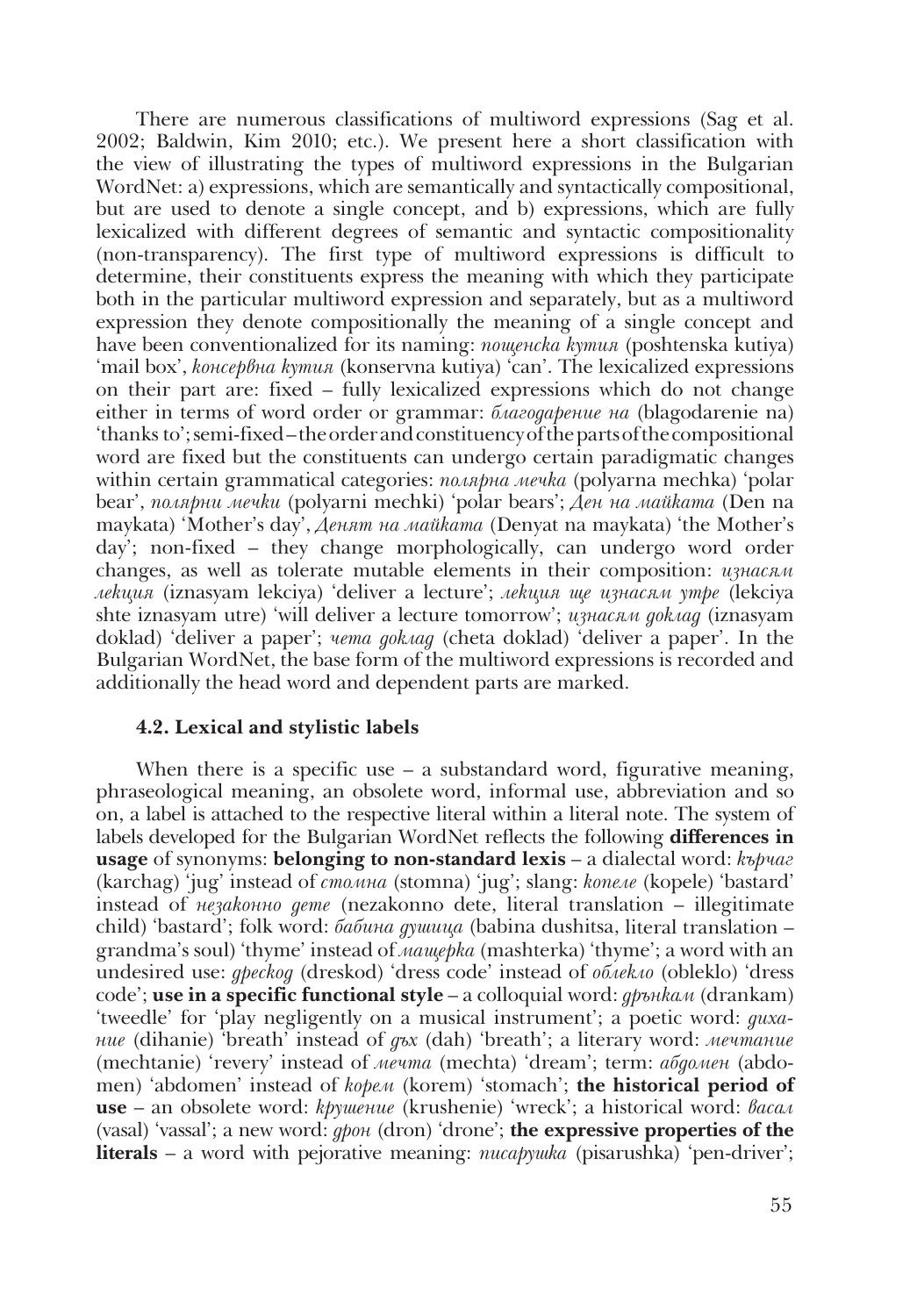There are numerous classifications of multiword expressions (Sag et al. 2002; Baldwin, Kim 2010; etc.). We present here a short classification with the view of illustrating the types of multiword expressions in the Bulgarian WordNet: a) expressions, which are semantically and syntactically compositional, but are used to denote a single concept, and b) expressions, which are fully lexicalized with different degrees of semantic and syntactic compositionality (non-transparency). The first type of multiword expressions is difficult to determine, their constituents express the meaning with which they participate both in the particular multiword expression and separately, but as a multiword expression they denote compositionally the meaning of a single concept and have been conventionalized for its naming: *пощенска кутия* (poshtenska kutiya) 'mail box', *консервна кутия* (konservna kutiya) 'can'. The lexicalized expressions on their part are: fixed – fully lexicalized expressions which do not change either in terms of word order or grammar: *благодарение на* (blagodarenie na) 'thanks to'; semi-fixed – the order and constituency of the parts of the compositional word are fixed but the constituents can undergo certain paradigmatic changes within certain grammatical categories: *полярна мечка* (polyarna mechka) 'polar bear', *полярни мечки* (polyarni mechki) 'polar bears'; *Ден на майката* (Den na maykata) 'Mother's day', *Денят на майката* (Denyat na maykata) 'the Mother's day'; non-fixed – they change morphologically, can undergo word order changes, as well as tolerate mutable elements in their composition: *изнасям лекция* (iznasyam lekciya) 'deliver a lecture'; *лекция ще изнасям утре* (lekciya shte iznasyam utre) 'will deliver a lecture tomorrow'; *изнасям доклад* (iznasyam doklad) 'deliver a paper'; *чета доклад* (cheta doklad) 'deliver a paper'. In the Bulgarian WordNet, the base form of the multiword expressions is recorded and additionally the head word and dependent parts are marked.

### 4.2. Lexical and stylistic labels

When there is a specific use – a substandard word, figurative meaning, phraseological meaning, an obsolete word, informal use, abbreviation and so on, a label is attached to the respective literal within a literal note. The system of labels developed for the Bulgarian WordNet reflects the following **differences in usage** of synonyms: **belonging to non-standard lexis** – a dialectal word: *кърчаг* (karchag) 'jug' instead of *стомна* (stomna) 'jug'; slang: *копеле* (kopele) 'bastard' instead of *незаконно дете* (nezakonno dete, literal translation – illegitimate child) 'bastard'; folk word: *бабина душица* (babina dushitsa, literal translation – grandma's soul) 'thyme' instead of *мащерка* (mashterka) 'thyme'; a word with an undesired use: *дрескод* (dreskod) 'dress code' instead of *облекло* (obleklo) 'dress code'; **use in a specific functional style** – a colloquial word: *дрънкам* (drankam) 'tweedle' for 'play negligently on a musical instrument'; a poetic word: *дихание* (dihanie) 'breath' instead of *дъх* (dah) 'breath'; a literary word: *мечтание* (mechtanie) 'revery' instead of *мечта* (mechta) 'dream'; term: *абдомен* (abdomen) 'abdomen' instead of *корем* (korem) 'stomach'; **the historical period of use** – an obsolete word: *крушение* (krushenie) 'wreck'; a historical word: *васал* (vasal) 'vassal'; a new word: *дрон* (dron) 'drone'; **the expressive properties of the literals** – a word with pejorative meaning: *писарушка* (pisarushka) 'pen-driver';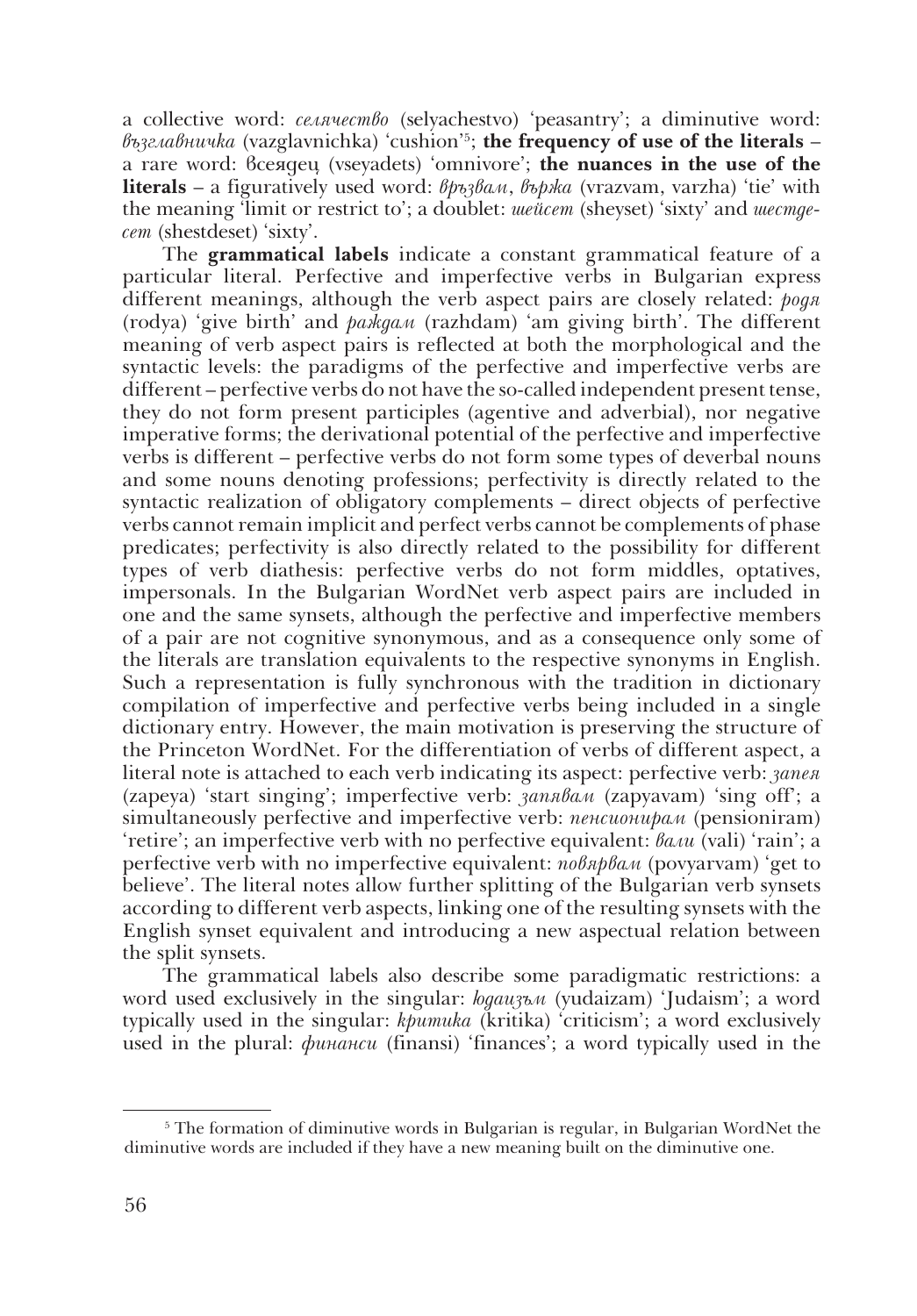a collective word: *селячество* (selyachestvo) 'peasantry'; a diminutive word: *възглавничка* (vazglavnichka) 'cushion'[5]; **the frequency of use of the literals** – a rare word: всеядец (vseyadets) 'omnivore'; **the nuances in the use of the literals** – a figuratively used word: *връзвам*, *вържа* (vrazvam, varzha) 'tie' with the meaning 'limit or restrict to'; a doublet: *шейсет* (sheyset) 'sixty' and *шестдесет* (shestdeset) 'sixty'.

The **grammatical labels** indicate a constant grammatical feature of a particular literal. Perfective and imperfective verbs in Bulgarian express different meanings, although the verb aspect pairs are closely related: *родя* (rodya) 'give birth' and *раждам* (razhdam) 'am giving birth'. The different meaning of verb aspect pairs is reflected at both the morphological and the syntactic levels: the paradigms of the perfective and imperfective verbs are different – perfective verbs do not have the so-called independent present tense, they do not form present participles (agentive and adverbial), nor negative imperative forms; the derivational potential of the perfective and imperfective verbs is different – perfective verbs do not form some types of deverbal nouns and some nouns denoting professions; perfectivity is directly related to the syntactic realization of obligatory complements – direct objects of perfective verbs cannot remain implicit and perfect verbs cannot be complements of phase predicates; perfectivity is also directly related to the possibility for different types of verb diathesis: perfective verbs do not form middles, optatives, impersonals. In the Bulgarian WordNet verb aspect pairs are included in one and the same synsets, although the perfective and imperfective members of a pair are not cognitive synonymous, and as a consequence only some of the literals are translation equivalents to the respective synonyms in English. Such a representation is fully synchronous with the tradition in dictionary compilation of imperfective and perfective verbs being included in a single dictionary entry. However, the main motivation is preserving the structure of the Princeton WordNet. For the differentiation of verbs of different aspect, a literal note is attached to each verb indicating its aspect: perfective verb: *запея* (zapeya) 'start singing'; imperfective verb: *запявам* (zapyavam) 'sing off'; a simultaneously perfective and imperfective verb: *пенсионирам* (pensioniram) 'retire'; an imperfective verb with no perfective equivalent: *вали* (vali) 'rain'; a perfective verb with no imperfective equivalent: *повярвам* (povyarvam) 'get to believe'. The literal notes allow further splitting of the Bulgarian verb synsets according to different verb aspects, linking one of the resulting synsets with the English synset equivalent and introducing a new aspectual relation between the split synsets.

The grammatical labels also describe some paradigmatic restrictions: a word used exclusively in the singular: *юдаизъм* (yudaizam) 'Judaism'; a word typically used in the singular: *критика* (kritika) 'criticism'; a word exclusively used in the plural: *финанси* (finansi) 'finances'; a word typically used in the

[5] The formation of diminutive words in Bulgarian is regular, in Bulgarian WordNet the diminutive words are included if they have a new meaning built on the diminutive one.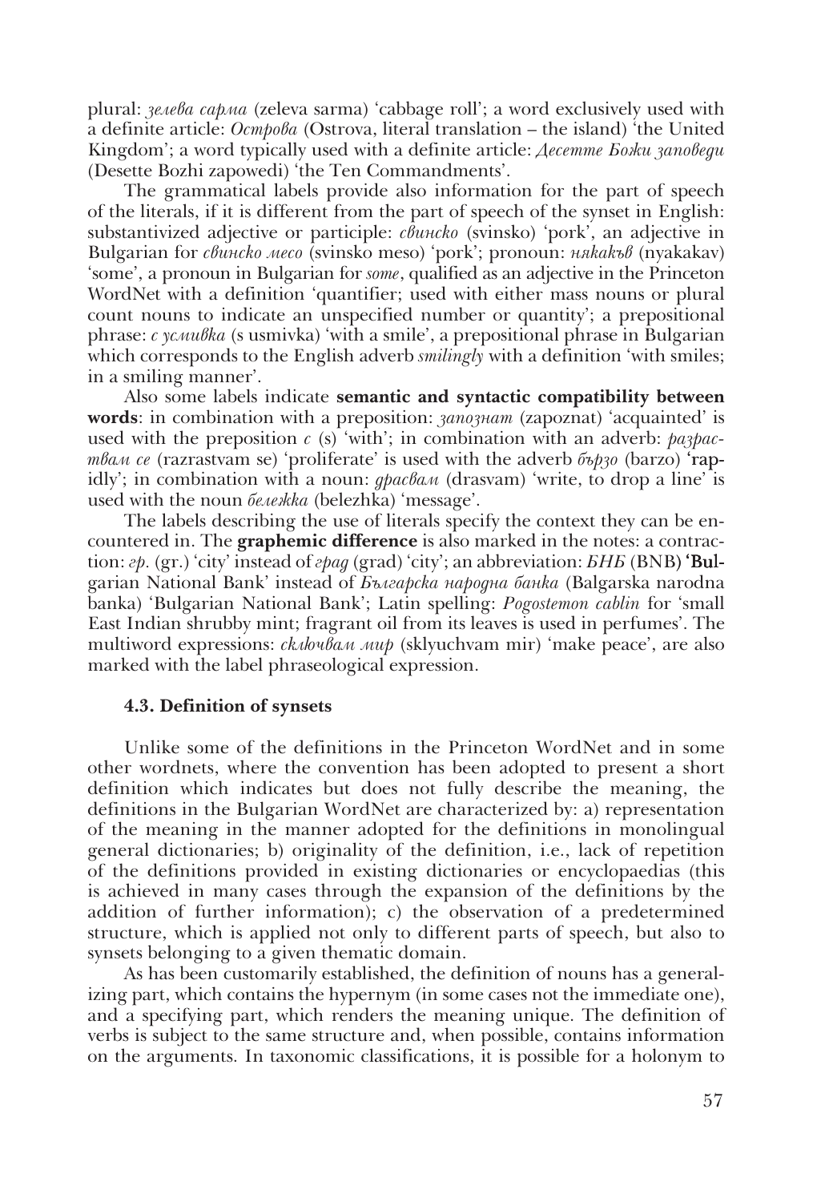plural: *зелева сарма* (zeleva sarma) 'cabbage roll'; a word exclusively used with a definite article: *Острова* (Ostrova, literal translation – the island) 'the United Kingdom'; a word typically used with a definite article: *Десетте Божи заповеди* (Desette Bozhi zapowedi) 'the Ten Commandments'.

The grammatical labels provide also information for the part of speech of the literals, if it is different from the part of speech of the synset in English: substantivized adjective or participle: *свинско* (svinsko) 'pork', an adjective in Bulgarian for *свинско месо* (svinsko meso) 'pork'; pronoun: *някакъв* (nyakakav) 'some', a pronoun in Bulgarian for *some*, qualified as an adjective in the Princeton WordNet with a definition 'quantifier; used with either mass nouns or plural count nouns to indicate an unspecified number or quantity'; a prepositional phrase: *с усмивка* (s usmivka) 'with a smile', a prepositional phrase in Bulgarian which corresponds to the English adverb *smilingly* with a definition 'with smiles; in a smiling manner'.

Also some labels indicate **semantic and syntactic compatibility between words**: in combination with a preposition: *запознат* (zapoznat) 'acquainted' is used with the preposition *с* (s) 'with'; in combination with an adverb: *разраствам се* (razrastvam se) 'proliferate' is used with the adverb *бързо* (barzo) 'rapidly'; in combination with a noun: *драсвам* (drasvam) 'write, to drop a line' is used with the noun *бележка* (belezhka) 'message'.

The labels describing the use of literals specify the context they can be encountered in. The **graphemic difference** is also marked in the notes: a contraction: *гр.* (gr.) 'city' instead of *град* (grad) 'city'; an abbreviation: *БНБ* (BNB) 'Bulgarian National Bank' instead of *Българска народна банка* (Balgarska narodna banka) 'Bulgarian National Bank'; Latin spelling: *Pogostemon cablin* for 'small East Indian shrubby mint; fragrant oil from its leaves is used in perfumes'. The multiword expressions: *сключвам мир* (sklyuchvam mir) 'make peace', are also marked with the label phraseological expression.

### 4.3. Definition of synsets

Unlike some of the definitions in the Princeton WordNet and in some other wordnets, where the convention has been adopted to present a short definition which indicates but does not fully describe the meaning, the definitions in the Bulgarian WordNet are characterized by: a) representation of the meaning in the manner adopted for the definitions in monolingual general dictionaries; b) originality of the definition, i.e., lack of repetition of the definitions provided in existing dictionaries or encyclopaedias (this is achieved in many cases through the expansion of the definitions by the addition of further information); c) the observation of a predetermined structure, which is applied not only to different parts of speech, but also to synsets belonging to a given thematic domain.

As has been customarily established, the definition of nouns has a generalizing part, which contains the hypernym (in some cases not the immediate one), and a specifying part, which renders the meaning unique. The definition of verbs is subject to the same structure and, when possible, contains information on the arguments. In taxonomic classifications, it is possible for a holonym to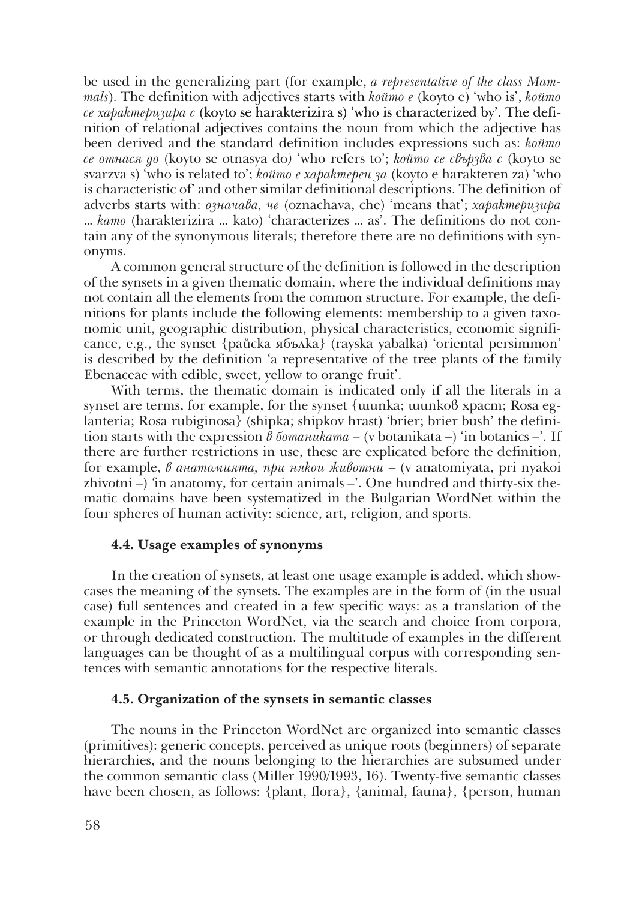be used in the generalizing part (for example, *a representative of the class Mammals*). The definition with adjectives starts with *който е* (koyto e) 'who is', *който се характеризира с* (koyto se harakterizira s) 'who is characterized by'. The definition of relational adjectives contains the noun from which the adjective has been derived and the standard definition includes expressions such as: *който се отнася до* (koyto se otnasya do) 'who refers to'; *който се свързва с* (koyto se svarzva s) 'who is related to'; *който е характерен за* (koyto e harakteren za) 'who is characteristic of' and other similar definitional descriptions. The definition of adverbs starts with: *означава, че* (oznachava, che) 'means that'; *характеризира … като* (harakterizira … kato) 'characterizes … as'. The definitions do not contain any of the synonymous literals; therefore there are no definitions with synonyms.

A common general structure of the definition is followed in the description of the synsets in a given thematic domain, where the individual definitions may not contain all the elements from the common structure. For example, the definitions for plants include the following elements: membership to a given taxonomic unit, geographic distribution, physical characteristics, economic significance, e.g., the synset {райска ябълка} (rayska yabalka) 'oriental persimmon' is described by the definition 'a representative of the tree plants of the family Ebenaceae with edible, sweet, yellow to orange fruit'.

With terms, the thematic domain is indicated only if all the literals in a synset are terms, for example, for the synset {шипка; шипков храст; Rosa eglanteria; Rosa rubiginosa} (shipka; shipkov hrast) 'brier; brier bush' the definition starts with the expression *в ботаниката –* (v botanikata –) 'in botanics –'. If there are further restrictions in use, these are explicated before the definition, for example, *в анатомията, при някои животни –* (v anatomiyata, pri nyakoi zhivotni –) 'in anatomy, for certain animals –'. One hundred and thirty-six thematic domains have been systematized in the Bulgarian WordNet within the four spheres of human activity: science, art, religion, and sports.

### 4.4. Usage examples of synonyms

In the creation of synsets, at least one usage example is added, which showcases the meaning of the synsets. The examples are in the form of (in the usual case) full sentences and created in a few specific ways: as a translation of the example in the Princeton WordNet, via the search and choice from corpora, or through dedicated construction. The multitude of examples in the different languages can be thought of as a multilingual corpus with corresponding sentences with semantic annotations for the respective literals.

### 4.5. Organization of the synsets in semantic classes

The nouns in the Princeton WordNet are organized into semantic classes (primitives): generic concepts, perceived as unique roots (beginners) of separate hierarchies, and the nouns belonging to the hierarchies are subsumed under the common semantic class (Miller 1990/1993, 16). Twenty-five semantic classes have been chosen, as follows: {plant, flora}, {animal, fauna}, {person, human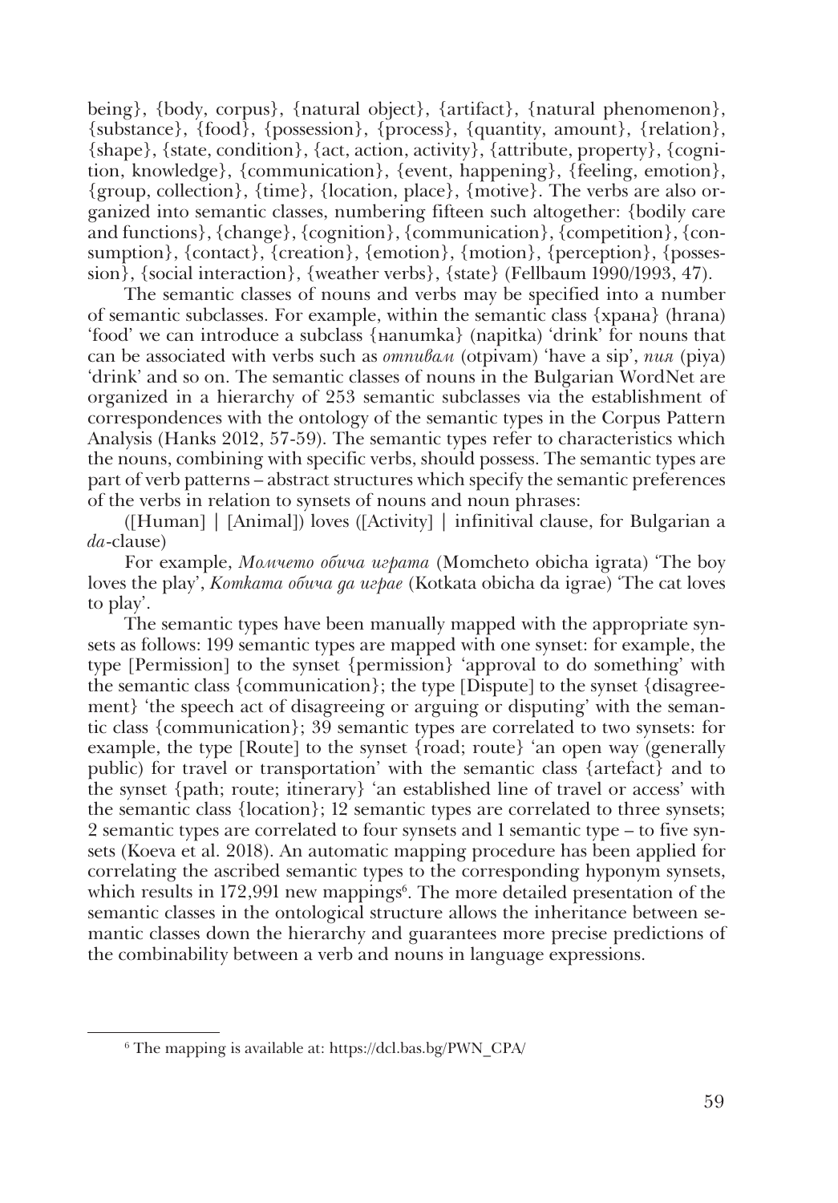being}, {body, corpus}, {natural object}, {artifact}, {natural phenomenon}, {substance}, {food}, {possession}, {process}, {quantity, amount}, {relation}, {shape}, {state, condition}, {act, action, activity}, {attribute, property}, {cognition, knowledge}, {communication}, {event, happening}, {feeling, emotion}, {group, collection}, {time}, {location, place}, {motive}. The verbs are also organized into semantic classes, numbering fifteen such altogether: {bodily care and functions}, {change}, {cognition}, {communication}, {competition}, {consumption}, {contact}, {creation}, {emotion}, {motion}, {perception}, {possession}, {social interaction}, {weather verbs}, {state} (Fellbaum 1990/1993, 47).

The semantic classes of nouns and verbs may be specified into a number of semantic subclasses. For example, within the semantic class {храна} (hrana) 'food' we can introduce a subclass {напитка} (napitka) 'drink' for nouns that can be associated with verbs such as *отпивам* (otpivam) 'have a sip', *пия* (piya) 'drink' and so on. The semantic classes of nouns in the Bulgarian WordNet are organized in a hierarchy of 253 semantic subclasses via the establishment of correspondences with the ontology of the semantic types in the Corpus Pattern Analysis (Hanks 2012, 57-59). The semantic types refer to characteristics which the nouns, combining with specific verbs, should possess. The semantic types are part of verb patterns – abstract structures which specify the semantic preferences of the verbs in relation to synsets of nouns and noun phrases:

([Human] | [Animal]) loves ([Activity] | infinitival clause, for Bulgarian a *da*-clause)

For example, *Момчето обича играта* (Momcheto obicha igrata) 'The boy loves the play', *Котката обича да играе* (Kotkata obicha da igrae) 'The cat loves to play'.

The semantic types have been manually mapped with the appropriate synsets as follows: 199 semantic types are mapped with one synset: for example, the type [Permission] to the synset {permission} 'approval to do something' with the semantic class {communication}; the type [Dispute] to the synset {disagreement} 'the speech act of disagreeing or arguing or disputing' with the semantic class {communication}; 39 semantic types are correlated to two synsets: for example, the type [Route] to the synset {road; route} 'an open way (generally public) for travel or transportation' with the semantic class {artefact} and to the synset {path; route; itinerary} 'an established line of travel or access' with the semantic class {location}; 12 semantic types are correlated to three synsets; 2 semantic types are correlated to four synsets and 1 semantic type – to five synsets (Koeva et al. 2018). An automatic mapping procedure has been applied for correlating the ascribed semantic types to the corresponding hyponym synsets, which results in 172,991 new mappings[6]. The more detailed presentation of the semantic classes in the ontological structure allows the inheritance between semantic classes down the hierarchy and guarantees more precise predictions of the combinability between a verb and nouns in language expressions.

---

[6] The mapping is available at: https://dcl.bas.bg/PWN_CPA/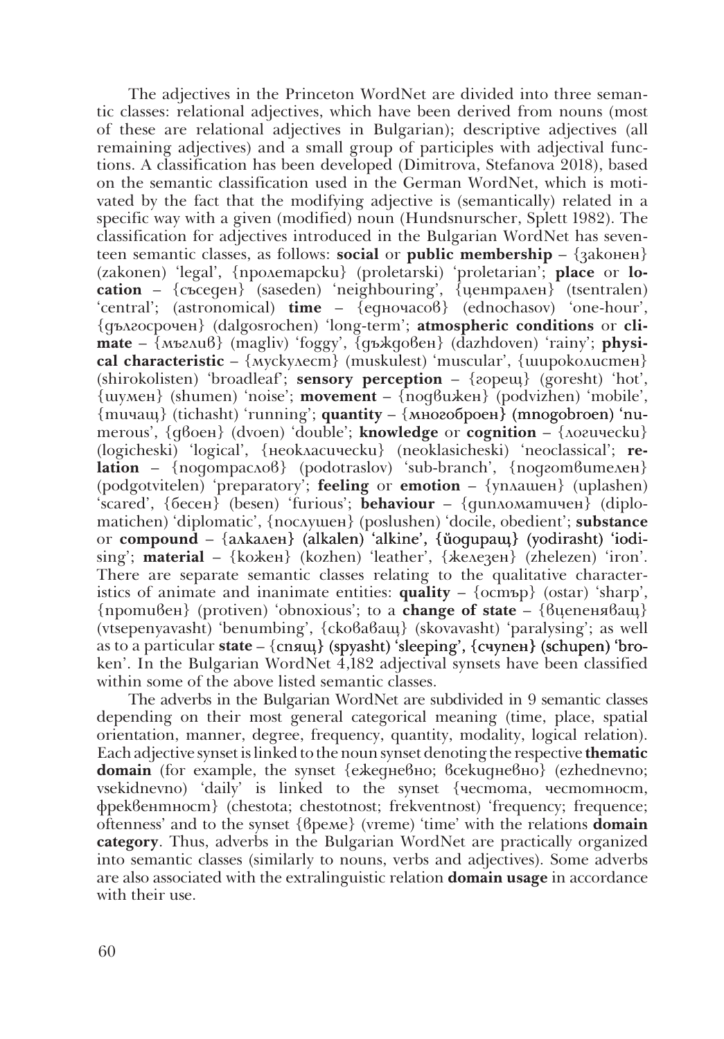The adjectives in the Princeton WordNet are divided into three semantic classes: relational adjectives, which have been derived from nouns (most of these are relational adjectives in Bulgarian); descriptive adjectives (all remaining adjectives) and a small group of participles with adjectival functions. A classification has been developed (Dimitrova, Stefanova 2018), based on the semantic classification used in the German WordNet, which is motivated by the fact that the modifying adjective is (semantically) related in a specific way with a given (modified) noun (Hundsnurscher, Splett 1982). The classification for adjectives introduced in the Bulgarian WordNet has seventeen semantic classes, as follows: **social** or **public membership** – {законен} (zakonen) 'legal', {пролетарски} (proletarski) 'proletarian'; **place** or **location** – {съседен} (saseden) 'neighbouring', {централен} (tsentralen) 'central'; (astronomical) **time** – {едночасов} (ednochasov) 'one-hour', {дългосрочен} (dalgosrochen) 'long-term'; **atmospheric conditions** or **climate** – {мъглив} (magliv) 'foggy', {дъждовен} (dazhdoven) 'rainy'; **physical characteristic** – {мускулест} (muskulest) 'muscular', {широколистен} (shirokolisten) 'broadleaf'; **sensory perception** – {горещ} (goresht) 'hot', {шумен} (shumen) 'noise'; **movement** – {подвижен} (podvizhen) 'mobile', {тичащ} (tichasht) 'running'; **quantity** – {многоброен} (mnogobroen) 'numerous', {двоен} (dvoen) 'double'; **knowledge** or **cognition** – {логически} (logicheski) 'logical', {неокласически} (neoklasicheski) 'neoclassical'; **relation** – {подотраслов} (podotraslov) 'sub-branch', {подготвителен} (podgotvitelen) 'preparatory'; **feeling** or **emotion** – {уплашен} (uplashen) 'scared', {бесен} (besen) 'furious'; **behaviour** – {дипломатичен} (diplomatichen) 'diplomatic', {послушен} (poslushen) 'docile, obedient'; **substance** or **compound** – {алкален} (alkalen) 'alkine', {йодиращ} (yodirasht) 'iodising'; **material** – {кожен} (kozhen) 'leather', {железен} (zhelezen) 'iron'. There are separate semantic classes relating to the qualitative characteristics of animate and inanimate entities: **quality** – {остър} (ostar) 'sharp', {противен} (protiven) 'obnoxious'; to a **change of state** – {вцепеняващ} (vtsepenyavasht) 'benumbing', {сковаващ} (skovavasht) 'paralysing'; as well as to a particular **state** – {спящ} (spyasht) 'sleeping', {счупен} (schupen) 'broken'. In the Bulgarian WordNet 4,182 adjectival synsets have been classified within some of the above listed semantic classes.

The adverbs in the Bulgarian WordNet are subdivided in 9 semantic classes depending on their most general categorical meaning (time, place, spatial orientation, manner, degree, frequency, quantity, modality, logical relation). Each adjective synset is linked to the noun synset denoting the respective **thematic domain** (for example, the synset {ежедневно; всекидневно} (ezhednevno; vsekidnevno) 'daily' is linked to the synset {честота, честотност, фреквентност} (chestota; chestotnost; frekventnost) 'frequency; frequence; oftenness' and to the synset {време} (vreme) 'time' with the relations **domain category**. Thus, adverbs in the Bulgarian WordNet are practically organized into semantic classes (similarly to nouns, verbs and adjectives). Some adverbs are also associated with the extralinguistic relation **domain usage** in accordance with their use.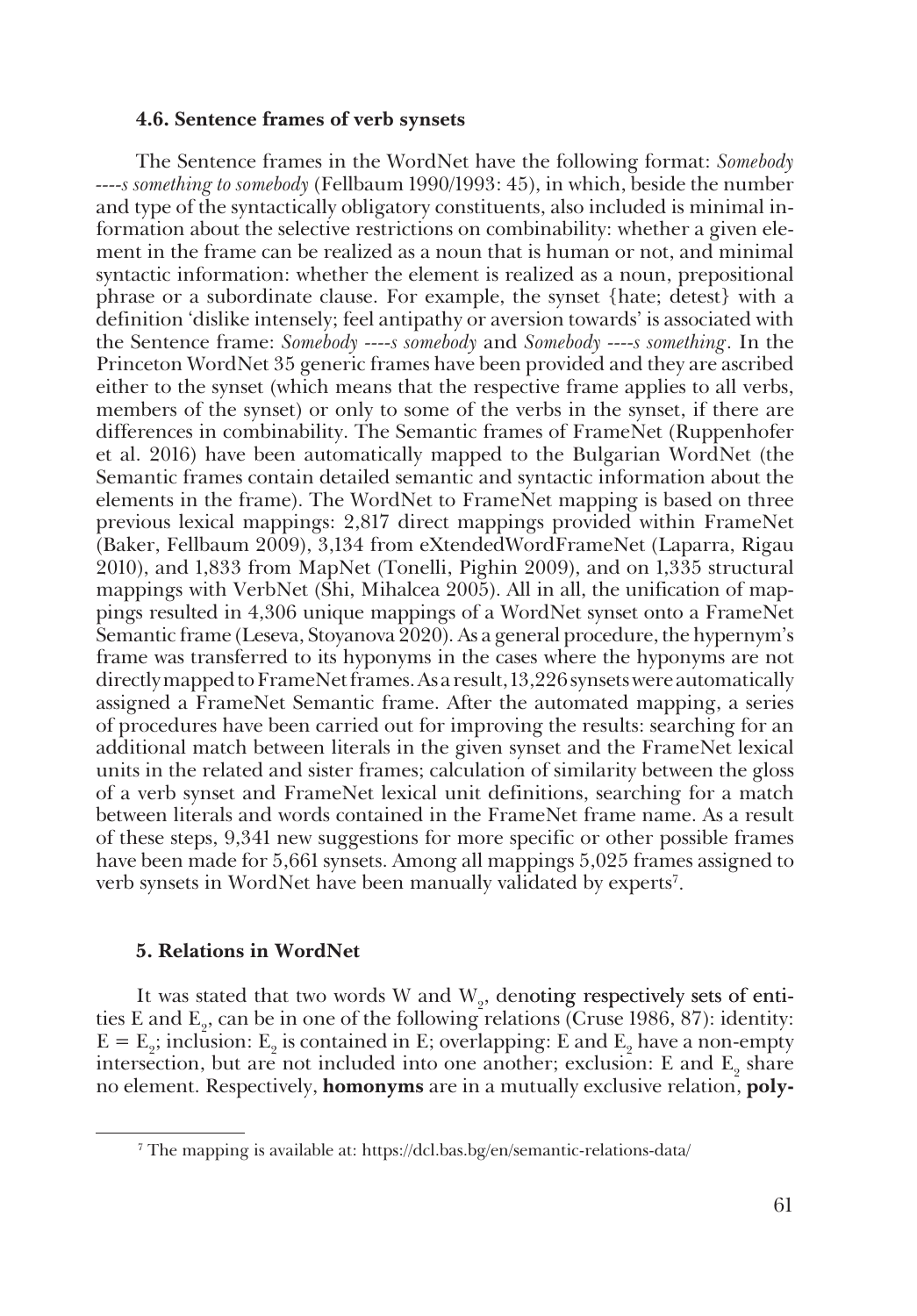### 4.6. Sentence frames of verb synsets

The Sentence frames in the WordNet have the following format: *Somebody ----s something to somebody* (Fellbaum 1990/1993: 45), in which, beside the number and type of the syntactically obligatory constituents, also included is minimal information about the selective restrictions on combinability: whether a given element in the frame can be realized as a noun that is human or not, and minimal syntactic information: whether the element is realized as a noun, prepositional phrase or a subordinate clause. For example, the synset {hate; detest} with a definition 'dislike intensely; feel antipathy or aversion towards' is associated with the Sentence frame: *Somebody ----s somebody* and *Somebody ----s something*. In the Princeton WordNet 35 generic frames have been provided and they are ascribed either to the synset (which means that the respective frame applies to all verbs, members of the synset) or only to some of the verbs in the synset, if there are differences in combinability. The Semantic frames of FrameNet (Ruppenhofer et al. 2016) have been automatically mapped to the Bulgarian WordNet (the Semantic frames contain detailed semantic and syntactic information about the elements in the frame). The WordNet to FrameNet mapping is based on three previous lexical mappings: 2,817 direct mappings provided within FrameNet (Baker, Fellbaum 2009), 3,134 from eXtendedWordFrameNet (Laparra, Rigau 2010), and 1,833 from MapNet (Tonelli, Pighin 2009), and on 1,335 structural mappings with VerbNet (Shi, Mihalcea 2005). All in all, the unification of mappings resulted in 4,306 unique mappings of a WordNet synset onto a FrameNet Semantic frame (Leseva, Stoyanova 2020). As a general procedure, the hypernym's frame was transferred to its hyponyms in the cases where the hyponyms are not directly mapped to FrameNet frames. As a result, 13,226 synsets were automatically assigned a FrameNet Semantic frame. After the automated mapping, a series of procedures have been carried out for improving the results: searching for an additional match between literals in the given synset and the FrameNet lexical units in the related and sister frames; calculation of similarity between the gloss of a verb synset and FrameNet lexical unit definitions, searching for a match between literals and words contained in the FrameNet frame name. As a result of these steps, 9,341 new suggestions for more specific or other possible frames have been made for 5,661 synsets. Among all mappings 5,025 frames assigned to verb synsets in WordNet have been manually validated by experts[7].

### 5. Relations in WordNet

It was stated that two words W and $W_2$, denoting respectively sets of entities E and $E_2$, can be in one of the following relations (Cruse 1986, 87): identity: $E = E_2$; inclusion: $E_2$ is contained in E; overlapping: E and $E_2$ have a non-empty intersection, but are not included into one another; exclusion: E and $E_2$ share no element. Respectively, **homonyms** are in a mutually exclusive relation, **poly-**

[7] The mapping is available at: https://dcl.bas.bg/en/semantic-relations-data/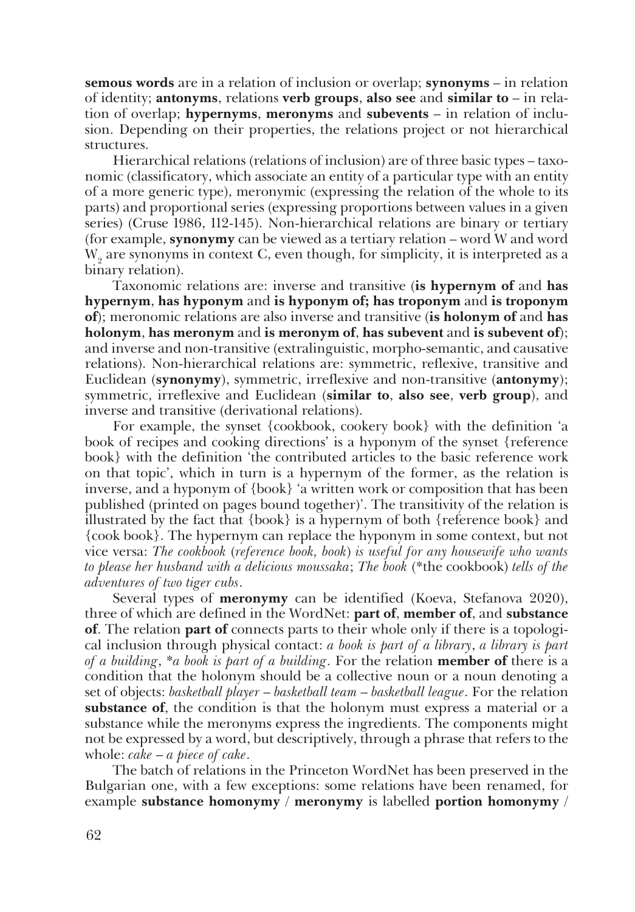**semous words** are in a relation of inclusion or overlap; **synonyms** – in relation of identity; **antonyms**, relations **verb groups**, **also see** and **similar to** – in relation of overlap; **hypernyms**, **meronyms** and **subevents** – in relation of inclusion. Depending on their properties, the relations project or not hierarchical structures.

Hierarchical relations (relations of inclusion) are of three basic types – taxonomic (classificatory, which associate an entity of a particular type with an entity of a more generic type), meronymic (expressing the relation of the whole to its parts) and proportional series (expressing proportions between values in a given series) (Cruse 1986, 112-145). Non-hierarchical relations are binary or tertiary (for example, **synonymy** can be viewed as a tertiary relation – word W and word $W_2$ are synonyms in context C, even though, for simplicity, it is interpreted as a binary relation).

Taxonomic relations are: inverse and transitive (**is hypernym of** and **has hypernym**, **has hyponym** and **is hyponym of; has troponym** and **is troponym of**); meronomic relations are also inverse and transitive (**is holonym of** and **has holonym**, **has meronym** and **is meronym of**, **has subevent** and **is subevent of**); and inverse and non-transitive (extralinguistic, morpho-semantic, and causative relations). Non-hierarchical relations are: symmetric, reflexive, transitive and Euclidean (**synonymy**), symmetric, irreflexive and non-transitive (**antonymy**); symmetric, irreflexive and Euclidean (**similar to**, **also see**, **verb group**), and inverse and transitive (derivational relations).

For example, the synset {cookbook, cookery book} with the definition 'a book of recipes and cooking directions' is a hyponym of the synset {reference book} with the definition 'the contributed articles to the basic reference work on that topic', which in turn is a hypernym of the former, as the relation is inverse, and a hyponym of {book} 'a written work or composition that has been published (printed on pages bound together)'. The transitivity of the relation is illustrated by the fact that {book} is a hypernym of both {reference book} and {cook book}. The hypernym can replace the hyponym in some context, but not vice versa: *The cookbook* (*reference book, book*) *is useful for any housewife who wants to please her husband with a delicious moussaka*; *The book* (*the cookbook) *tells of the adventures of two tiger cubs*.

Several types of **meronymy** can be identified (Koeva, Stefanova 2020), three of which are defined in the WordNet: **part of**, **member of**, and **substance of**. The relation **part of** connects parts to their whole only if there is a topological inclusion through physical contact: *a book is part of a library*, *a library is part of a building*, *\*a book is part of a building*. For the relation **member of** there is a condition that the holonym should be a collective noun or a noun denoting a set of objects: *basketball player – basketball team – basketball league*. For the relation **substance of**, the condition is that the holonym must express a material or a substance while the meronyms express the ingredients. The components might not be expressed by a word, but descriptively, through a phrase that refers to the whole: *cake – a piece of cake*.

The batch of relations in the Princeton WordNet has been preserved in the Bulgarian one, with a few exceptions: some relations have been renamed, for example **substance homonymy** / **meronymy** is labelled **portion homonymy** /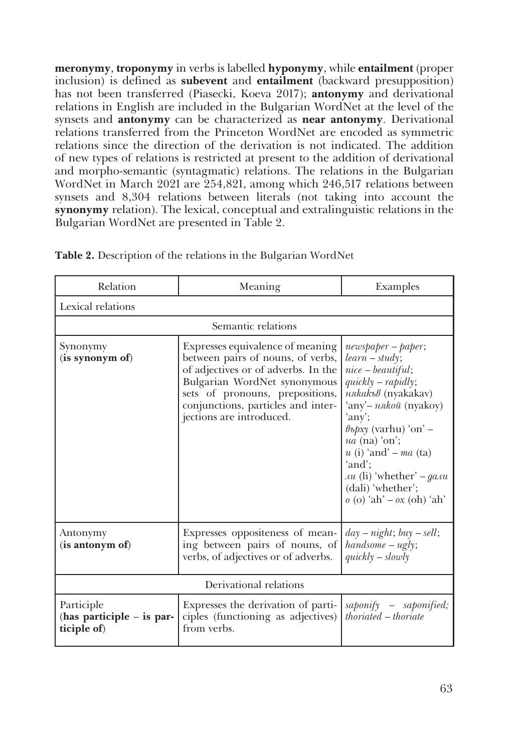**meronymy**, **troponymy** in verbs is labelled **hyponymy**, while **entailment** (proper inclusion) is defined as **subevent** and **entailment** (backward presupposition) has not been transferred (Piasecki, Koeva 2017); **antonymy** and derivational relations in English are included in the Bulgarian WordNet at the level of the synsets and **antonymy** can be characterized as **near antonymy**. Derivational relations transferred from the Princeton WordNet are encoded as symmetric relations since the direction of the derivation is not indicated. The addition of new types of relations is restricted at present to the addition of derivational and morpho-semantic (syntagmatic) relations. The relations in the Bulgarian WordNet in March 2021 are 254,821, among which 246,517 relations between synsets and 8,304 relations between literals (not taking into account the **synonymy** relation). The lexical, conceptual and extralinguistic relations in the Bulgarian WordNet are presented in Table 2.

**Table 2.** Description of the relations in the Bulgarian WordNet

| Relation | Meaning | Examples |
|---|---|---|
| Lexical relations | | |
| Semantic relations | | |
| Synonymy (**is synonym of**) | Expresses equivalence of meaning between pairs of nouns, of verbs, of adjectives or of adverbs. In the Bulgarian WordNet synonymous sets of pronouns, prepositions, conjunctions, particles and interjections are introduced. | *newspaper – paper*; *learn – study*; *nice – beautiful*; *quickly – rapidly*; *някакъв* (nyakakav) 'any'– *някой* (nyakoy) 'any'; *върху* (varhu) 'on' – *на* (na) 'on'; *и* (i) 'and' – *та* (ta) 'and'; *ли* (li) 'whether' – *дали* (dali) 'whether'; *о* (o) 'ah' – *ох* (oh) 'ah' |
| Antonymy (**is antonym of**) | Expresses oppositeness of meaning between pairs of nouns, of verbs, of adjectives or of adverbs. | *day – night*; *buy – sell*; *handsome – ugly*; *quickly – slowly* |
| Derivational relations | | |
| Participle (**has participle – is participle of**) | Expresses the derivation of participles (functioning as adjectives) from verbs. | *saponify – saponified*; *thoriated – thoriate* |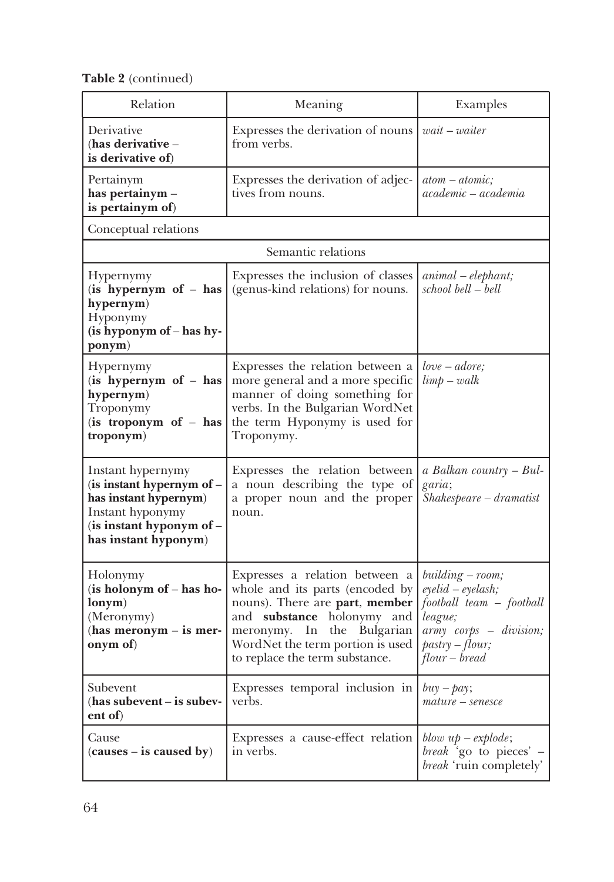**Table 2** (continued)

| Relation | Meaning | Examples |
|---|---|---|
| Derivative (**has derivative – is derivative of**) | Expresses the derivation of nouns from verbs. | *wait – waiter* |
| Pertainym **has pertainym – is pertainym of**) | Expresses the derivation of adjectives from nouns. | *atom – atomic; academic – academia* |
| Conceptual relations | | |
| | Semantic relations | |
| Hypernymy (**is hypernym of – has hypernym**) Hyponymy (**is hyponym of – has hyponym**) | Expresses the inclusion of classes (genus-kind relations) for nouns. | *animal – elephant; school bell – bell* |
| Hypernymy (**is hypernym of – has hypernym**) Troponymy (**is troponym of – has troponym**) | Expresses the relation between a more general and a more specific manner of doing something for verbs. In the Bulgarian WordNet the term Hyponymy is used for Troponymy. | *love – adore; limp – walk* |
| Instant hypernymy (**is instant hypernym of – has instant hypernym**) Instant hyponymy (**is instant hyponym of – has instant hyponym**) | Expresses the relation between a noun describing the type of a proper noun and the proper noun. | *a Balkan country – Bulgaria*; *Shakespeare – dramatist* |
| Holonymy (**is holonym of – has holonym**) (Meronymy) (**has meronym – is meronym of**) | Expresses a relation between a whole and its parts (encoded by nouns). There are **part**, **member** and **substance** holonymy and meronymy. In the Bulgarian WordNet the term portion is used to replace the term substance. | *building – room; eyelid – eyelash; football team – football league; army corps – division; pastry – flour; flour – bread* |
| Subevent (**has subevent – is subevent of**) | Expresses temporal inclusion in verbs. | *buy – pay*; *mature – senesce* |
| Cause (**causes – is caused by**) | Expresses a cause-effect relation in verbs. | *blow up – explode*; *break* 'go to pieces' – *break* 'ruin completely' |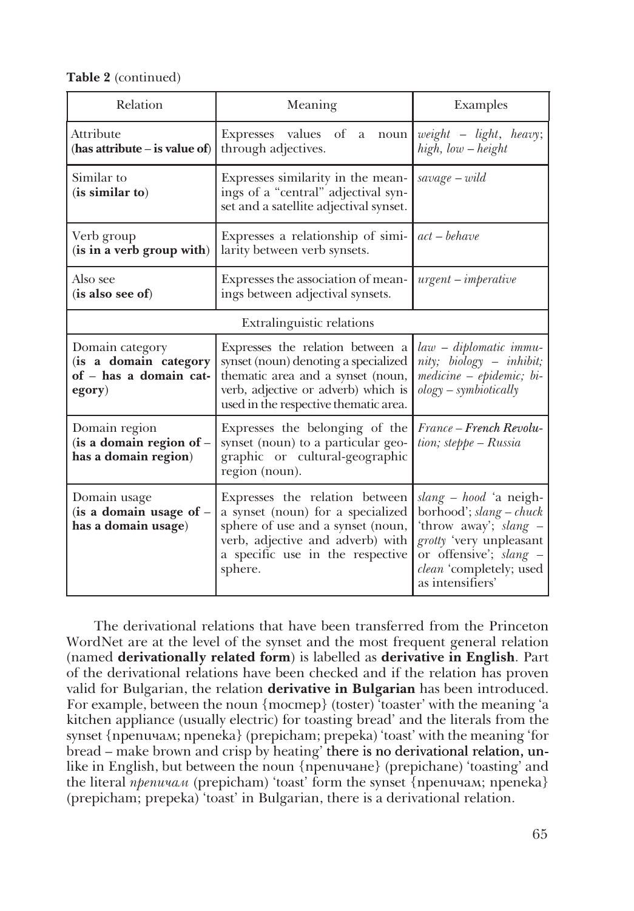**Table 2** (continued)

| Relation | Meaning | Examples |
|---|---|---|
| Attribute (**has attribute – is value of**) | Expresses values of a noun through adjectives. | *weight – light, heavy; high, low – height* |
| Similar to (**is similar to**) | Expresses similarity in the meanings of a "central" adjectival synset and a satellite adjectival synset. | *savage – wild* |
| Verb group (**is in a verb group with**) | Expresses a relationship of similarity between verb synsets. | *act – behave* |
| Also see (**is also see of**) | Expresses the association of meanings between adjectival synsets. | *urgent – imperative* |
| Extralinguistic relations | | |
| Domain category (**is a domain category of – has a domain category**) | Expresses the relation between a synset (noun) denoting a specialized thematic area and a synset (noun, verb, adjective or adverb) which is used in the respective thematic area. | *law – diplomatic immunity; biology – inhibit; medicine – epidemic; biology – symbiotically* |
| Domain region (**is a domain region of – has a domain region**) | Expresses the belonging of the synset (noun) to a particular geographic or cultural-geographic region (noun). | *France – **French Revolution**; steppe – Russia* |
| Domain usage (**is a domain usage of – has a domain usage**) | Expresses the relation between a synset (noun) for a specialized sphere of use and a synset (noun, verb, adjective and adverb) with a specific use in the respective sphere. | *slang – hood* 'a neighborhood'; *slang – chuck* 'throw away'; *slang – grotty* 'very unpleasant or offensive'; *slang – clean* 'completely; used as intensifiers' |

The derivational relations that have been transferred from the Princeton WordNet are at the level of the synset and the most frequent general relation (named **derivationally related form**) is labelled as **derivative in English**. Part of the derivational relations have been checked and if the relation has proven valid for Bulgarian, the relation **derivative in Bulgarian** has been introduced. For example, between the noun {тостер} (toster) 'toaster' with the meaning 'a kitchen appliance (usually electric) for toasting bread' and the literals from the synset {препичам; препека} (prepicham; prepeka) 'toast' with the meaning 'for bread – make brown and crisp by heating' there is no derivational relation, unlike in English, but between the noun {препичане} (prepichane) 'toasting' and the literal *препичам* (prepicham) 'toast' form the synset {препичам; препека} (prepicham; prepeka) 'toast' in Bulgarian, there is a derivational relation.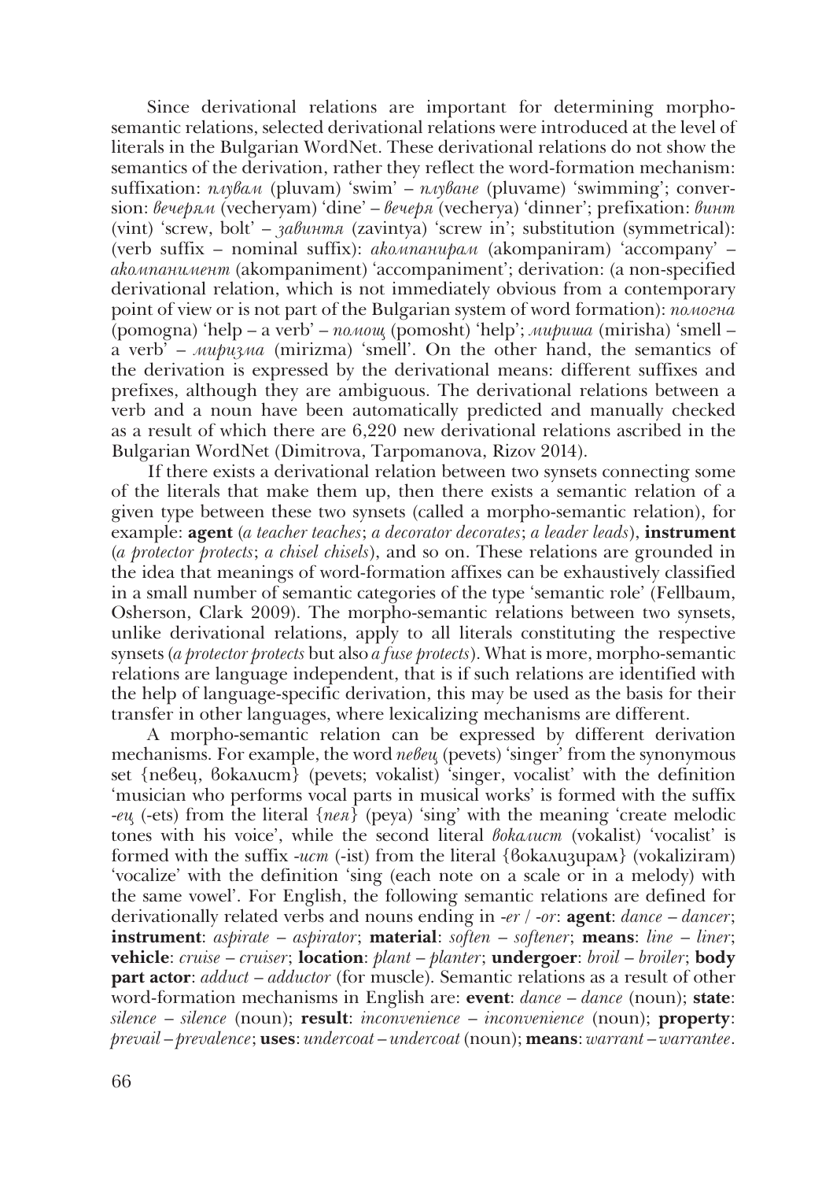Since derivational relations are important for determining morpho-semantic relations, selected derivational relations were introduced at the level of literals in the Bulgarian WordNet. These derivational relations do not show the semantics of the derivation, rather they reflect the word-formation mechanism: suffixation: *плувам* (pluvam) 'swim' – *плуване* (pluvame) 'swimming'; conversion: *вечерям* (vecheryam) 'dine' – *вечеря* (vecherya) 'dinner'; prefixation: *винт* (vint) 'screw, bolt' – *завинтя* (zavintya) 'screw in'; substitution (symmetrical): (verb suffix – nominal suffix): *акомпанирам* (akompaniram) 'accompany' – *акомпанимент* (akompaniment) 'accompaniment'; derivation: (a non-specified derivational relation, which is not immediately obvious from a contemporary point of view or is not part of the Bulgarian system of word formation): *помогна* (pomogna) 'help – a verb' – *помощ* (pomosht) 'help'; *мириша* (mirisha) 'smell – a verb' – *миризма* (mirizma) 'smell'. On the other hand, the semantics of the derivation is expressed by the derivational means: different suffixes and prefixes, although they are ambiguous. The derivational relations between a verb and a noun have been automatically predicted and manually checked as a result of which there are 6,220 new derivational relations ascribed in the Bulgarian WordNet (Dimitrova, Tarpomanova, Rizov 2014).

If there exists a derivational relation between two synsets connecting some of the literals that make them up, then there exists a semantic relation of a given type between these two synsets (called a morpho-semantic relation), for example: **agent** (*a teacher teaches*; *a decorator decorates*; *a leader leads*), **instrument** (*a protector protects*; *a chisel chisels*), and so on. These relations are grounded in the idea that meanings of word-formation affixes can be exhaustively classified in a small number of semantic categories of the type 'semantic role' (Fellbaum, Osherson, Clark 2009). The morpho-semantic relations between two synsets, unlike derivational relations, apply to all literals constituting the respective synsets (*a protector protects* but also *a fuse protects*). What is more, morpho-semantic relations are language independent, that is if such relations are identified with the help of language-specific derivation, this may be used as the basis for their transfer in other languages, where lexicalizing mechanisms are different.

A morpho-semantic relation can be expressed by different derivation mechanisms. For example, the word *певец* (pevets) 'singer' from the synonymous set {певец, вокалист} (pevets; vokalist) 'singer, vocalist' with the definition 'musician who performs vocal parts in musical works' is formed with the suffix *-ец* (-ets) from the literal {*пея*} (peya) 'sing' with the meaning 'create melodic tones with his voice', while the second literal *вокалист* (vokalist) 'vocalist' is formed with the suffix *-ист* (-ist) from the literal {вокализирам} (vokaliziram) 'vocalize' with the definition 'sing (each note on a scale or in a melody) with the same vowel'. For English, the following semantic relations are defined for derivationally related verbs and nouns ending in *-er* / *-or*: **agent**: *dance – dancer*; **instrument**: *aspirate – aspirator*; **material**: *soften – softener*; **means**: *line – liner*; **vehicle**: *cruise – cruiser*; **location**: *plant – planter*; **undergoer**: *broil – broiler*; **body part actor**: *adduct – adductor* (for muscle). Semantic relations as a result of other word-formation mechanisms in English are: **event**: *dance – dance* (noun); **state**: *silence – silence* (noun); **result**: *inconvenience – inconvenience* (noun); **property**: *prevail – prevalence*; **uses**: *undercoat – undercoat* (noun); **means**: *warrant – warrantee*.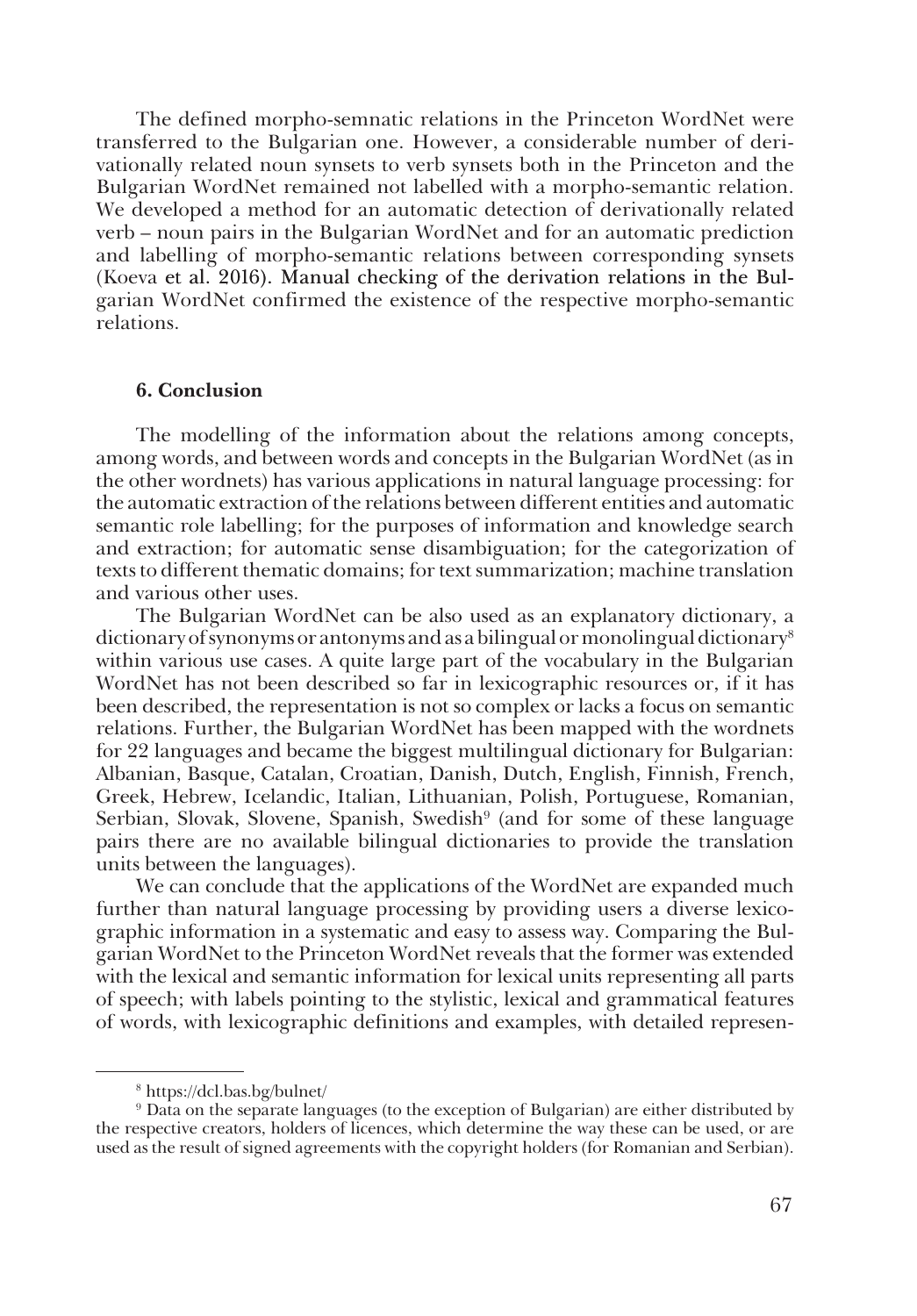The defined morpho-semnatic relations in the Princeton WordNet were transferred to the Bulgarian one. However, a considerable number of derivationally related noun synsets to verb synsets both in the Princeton and the Bulgarian WordNet remained not labelled with a morpho-semantic relation. We developed a method for an automatic detection of derivationally related verb – noun pairs in the Bulgarian WordNet and for an automatic prediction and labelling of morpho-semantic relations between corresponding synsets (Koeva et al. 2016). Manual checking of the derivation relations in the Bulgarian WordNet confirmed the existence of the respective morpho-semantic relations.

### 6. Conclusion

The modelling of the information about the relations among concepts, among words, and between words and concepts in the Bulgarian WordNet (as in the other wordnets) has various applications in natural language processing: for the automatic extraction of the relations between different entities and automatic semantic role labelling; for the purposes of information and knowledge search and extraction; for automatic sense disambiguation; for the categorization of texts to different thematic domains; for text summarization; machine translation and various other uses.

The Bulgarian WordNet can be also used as an explanatory dictionary, a dictionary of synonyms or antonyms and as a bilingual or monolingual dictionary[8] within various use cases. A quite large part of the vocabulary in the Bulgarian WordNet has not been described so far in lexicographic resources or, if it has been described, the representation is not so complex or lacks a focus on semantic relations. Further, the Bulgarian WordNet has been mapped with the wordnets for 22 languages and became the biggest multilingual dictionary for Bulgarian: Albanian, Basque, Catalan, Croatian, Danish, Dutch, English, Finnish, French, Greek, Hebrew, Icelandic, Italian, Lithuanian, Polish, Portuguese, Romanian, Serbian, Slovak, Slovene, Spanish, Swedish[9] (and for some of these language pairs there are no available bilingual dictionaries to provide the translation units between the languages).

We can conclude that the applications of the WordNet are expanded much further than natural language processing by providing users a diverse lexicographic information in a systematic and easy to assess way. Comparing the Bulgarian WordNet to the Princeton WordNet reveals that the former was extended with the lexical and semantic information for lexical units representing all parts of speech; with labels pointing to the stylistic, lexical and grammatical features of words, with lexicographic definitions and examples, with detailed represen-

---

[8] https://dcl.bas.bg/bulnet/

[9] Data on the separate languages (to the exception of Bulgarian) are either distributed by the respective creators, holders of licences, which determine the way these can be used, or are used as the result of signed agreements with the copyright holders (for Romanian and Serbian).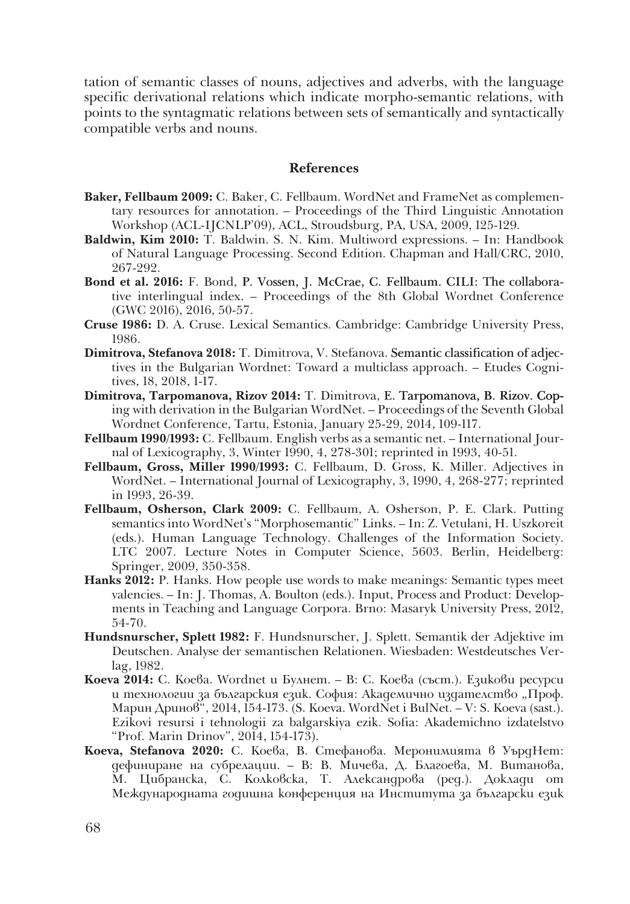tation of semantic classes of nouns, adjectives and adverbs, with the language specific derivational relations which indicate morpho-semantic relations, with points to the syntagmatic relations between sets of semantically and syntactically compatible verbs and nouns.

## References

**Baker, Fellbaum 2009:** C. Baker, C. Fellbaum. WordNet and FrameNet as complementary resources for annotation. – Proceedings of the Third Linguistic Annotation Workshop (ACL-IJCNLP'09), ACL, Stroudsburg, PA, USA, 2009, 125-129.

**Baldwin, Kim 2010:** T. Baldwin. S. N. Kim. Multiword expressions. – In: Handbook of Natural Language Processing. Second Edition. Chapman and Hall/CRC, 2010, 267-292.

**Bond et al. 2016:** F. Bond, P. Vossen, J. McCrae, C. Fellbaum. CILI: The collaborative interlingual index. – Proceedings of the 8th Global Wordnet Conference (GWC 2016), 2016, 50-57.

**Cruse 1986:** D. A. Cruse. Lexical Semantics. Cambridge: Cambridge University Press, 1986.

**Dimitrova, Stefanova 2018:** T. Dimitrova, V. Stefanova. Semantic classification of adjectives in the Bulgarian Wordnet: Toward a multiclass approach. – Etudes Cognitives, 18, 2018, 1-17.

**Dimitrova, Tarpomanova, Rizov 2014:** T. Dimitrova, E. Tarpomanova, B. Rizov. Coping with derivation in the Bulgarian WordNet. – Proceedings of the Seventh Global Wordnet Conference, Tartu, Estonia, January 25-29, 2014, 109-117.

**Fellbaum 1990/1993:** C. Fellbaum. English verbs as a semantic net. – International Journal of Lexicography, 3, Winter 1990, 4, 278-301; reprinted in 1993, 40-51.

**Fellbaum, Gross, Miller 1990/1993:** C. Fellbaum, D. Gross, K. Miller. Adjectives in WordNet. – International Journal of Lexicography, 3, 1990, 4, 268-277; reprinted in 1993, 26-39.

**Fellbaum, Osherson, Clark 2009:** C. Fellbaum, A. Osherson, P. E. Clark. Putting semantics into WordNet's "Morphosemantic" Links. – In: Z. Vetulani, H. Uszkoreit (eds.). Human Language Technology. Challenges of the Information Society. LTC 2007. Lecture Notes in Computer Science, 5603. Berlin, Heidelberg: Springer, 2009, 350-358.

**Hanks 2012:** P. Hanks. How people use words to make meanings: Semantic types meet valencies. – In: J. Thomas, A. Boulton (eds.). Input, Process and Product: Developments in Teaching and Language Corpora. Brno: Masaryk University Press, 2012, 54-70.

**Hundsnurscher, Splett 1982:** F. Hundsnurscher, J. Splett. Semantik der Adjektive im Deutschen. Analyse der semantischen Relationen. Wiesbaden: Westdeutsches Verlag, 1982.

**Koeva 2014:** С. Коева. Wordnet и Булнет. – В: С. Коева (съст.). Езикови ресурси и технологии за българския език. София: Академично издателство „Проф. Марин Дринов", 2014, 154-173. (S. Koeva. WordNet i BulNet. – V: S. Koeva (sast.). Ezikovi resursi i tehnologii za balgarskiya ezik. Sofia: Akademichno izdatelstvo "Prof. Marin Drinov", 2014, 154-173).

**Koeva, Stefanova 2020:** С. Коева, В. Стефанова. Меронимията в УърдНет: дефиниране на субрелации. – В: В. Мичева, Д. Благоева, М. Витанова, М. Цибранска, С. Колковска, Т. Александрова (ред.). Доклади от Международната годишна конференция на Института за български език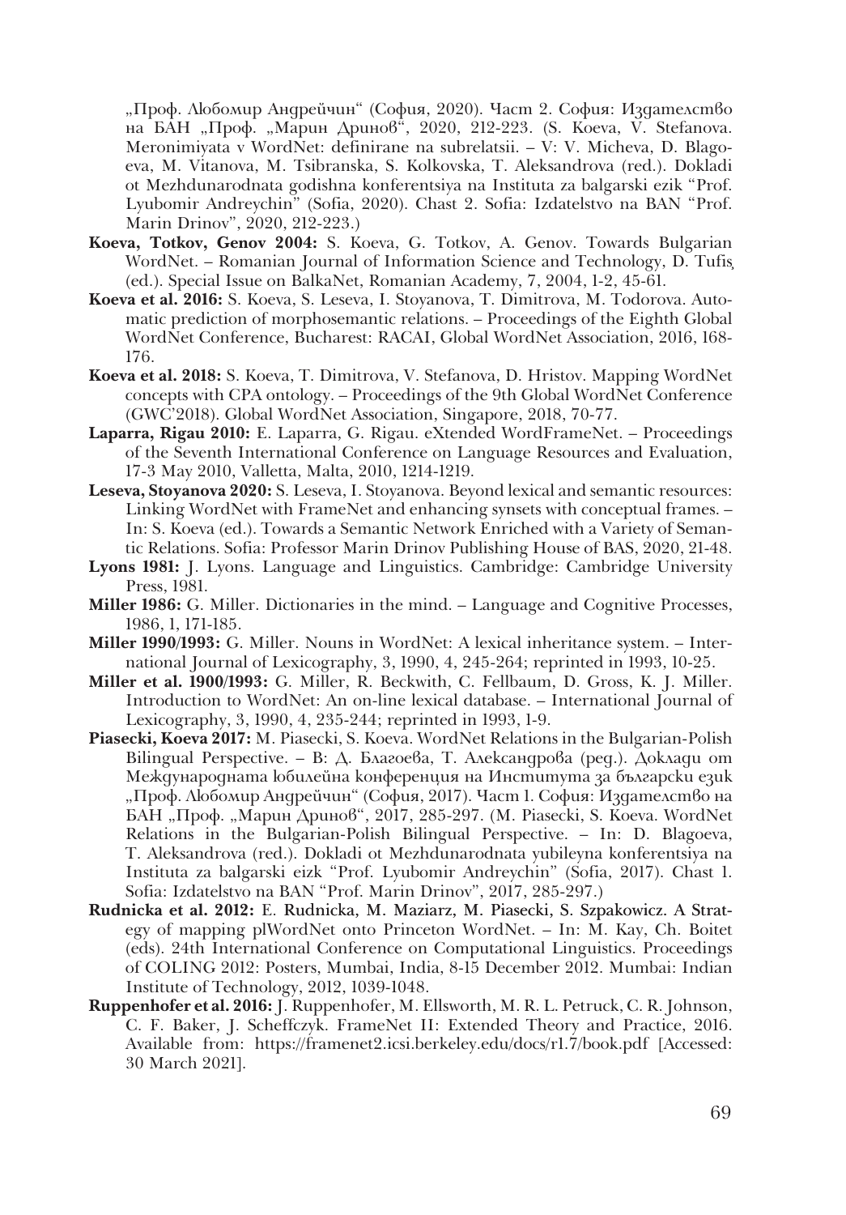„Проф. Любомир Андрейчин" (София, 2020). Част 2. София: Издателство на БАН „Проф. „Марин Дринов", 2020, 212-223. (S. Koeva, V. Stefanova. Meronimiyata v WordNet: definirane na subrelatsii. – V: V. Micheva, D. Blagoeva, M. Vitanova, M. Tsibranska, S. Kolkovska, T. Aleksandrova (red.). Dokladi ot Mezhdunarodnata godishna konferentsiya na Instituta za balgarski ezik "Prof. Lyubomir Andreychin" (Sofia, 2020). Chast 2. Sofia: Izdatelstvo na BAN "Prof. Marin Drinov", 2020, 212-223.)

**Koeva, Totkov, Genov 2004:** S. Koeva, G. Totkov, A. Genov. Towards Bulgarian WordNet. – Romanian Journal of Information Science and Technology, D. Tufiș (ed.). Special Issue on BalkaNet, Romanian Academy, 7, 2004, 1-2, 45-61.

**Koeva et al. 2016:** S. Koeva, S. Leseva, I. Stoyanova, T. Dimitrova, M. Todorova. Automatic prediction of morphosemantic relations. – Proceedings of the Eighth Global WordNet Conference, Bucharest: RACAI, Global WordNet Association, 2016, 168-176.

**Koeva et al. 2018:** S. Koeva, T. Dimitrova, V. Stefanova, D. Hristov. Mapping WordNet concepts with CPA ontology. – Proceedings of the 9th Global WordNet Conference (GWC'2018). Global WordNet Association, Singapore, 2018, 70-77.

**Laparra, Rigau 2010:** E. Laparra, G. Rigau. eXtended WordFrameNet. – Proceedings of the Seventh International Conference on Language Resources and Evaluation, 17-3 May 2010, Valletta, Malta, 2010, 1214-1219.

**Leseva, Stoyanova 2020:** S. Leseva, I. Stoyanova. Beyond lexical and semantic resources: Linking WordNet with FrameNet and enhancing synsets with conceptual frames. – In: S. Koeva (ed.). Towards a Semantic Network Enriched with a Variety of Semantic Relations. Sofia: Professor Marin Drinov Publishing House of BAS, 2020, 21-48.

**Lyons 1981:** J. Lyons. Language and Linguistics. Cambridge: Cambridge University Press, 1981.

**Miller 1986:** G. Miller. Dictionaries in the mind. – Language and Cognitive Processes, 1986, 1, 171-185.

**Miller 1990/1993:** G. Miller. Nouns in WordNet: A lexical inheritance system. – International Journal of Lexicography, 3, 1990, 4, 245-264; reprinted in 1993, 10-25.

**Miller et al. 1900/1993:** G. Miller, R. Beckwith, C. Fellbaum, D. Gross, K. J. Miller. Introduction to WordNet: An on-line lexical database. – International Journal of Lexicography, 3, 1990, 4, 235-244; reprinted in 1993, 1-9.

**Piasecki, Koeva 2017:** M. Piasecki, S. Koeva. WordNet Relations in the Bulgarian-Polish Bilingual Perspective. – В: Д. Благоева, Т. Александрова (ред.). Доклади от Международната юбилейна конференция на Института за български език „Проф. Любомир Андрейчин" (София, 2017). Част 1. София: Издателство на БАН „Проф. „Марин Дринов", 2017, 285-297. (M. Piasecki, S. Koeva. WordNet Relations in the Bulgarian-Polish Bilingual Perspective. – In: D. Blagoeva, T. Aleksandrova (red.). Dokladi ot Mezhdunarodnata yubileyna konferentsiya na Instituta za balgarski eizk "Prof. Lyubomir Andreychin" (Sofia, 2017). Chast 1. Sofia: Izdatelstvo na BAN "Prof. Marin Drinov", 2017, 285-297.)

**Rudnicka et al. 2012:** E. Rudnicka, M. Maziarz, M. Piasecki, S. Szpakowicz. A Strategy of mapping plWordNet onto Princeton WordNet. – In: M. Kay, Ch. Boitet (eds). 24th International Conference on Computational Linguistics. Proceedings of COLING 2012: Posters, Mumbai, India, 8-15 December 2012. Mumbai: Indian Institute of Technology, 2012, 1039-1048.

**Ruppenhofer et al. 2016:** J. Ruppenhofer, M. Ellsworth, M. R. L. Petruck, C. R. Johnson, C. F. Baker, J. Scheffczyk. FrameNet II: Extended Theory and Practice, 2016. Available from: https://framenet2.icsi.berkeley.edu/docs/r1.7/book.pdf [Accessed: 30 March 2021].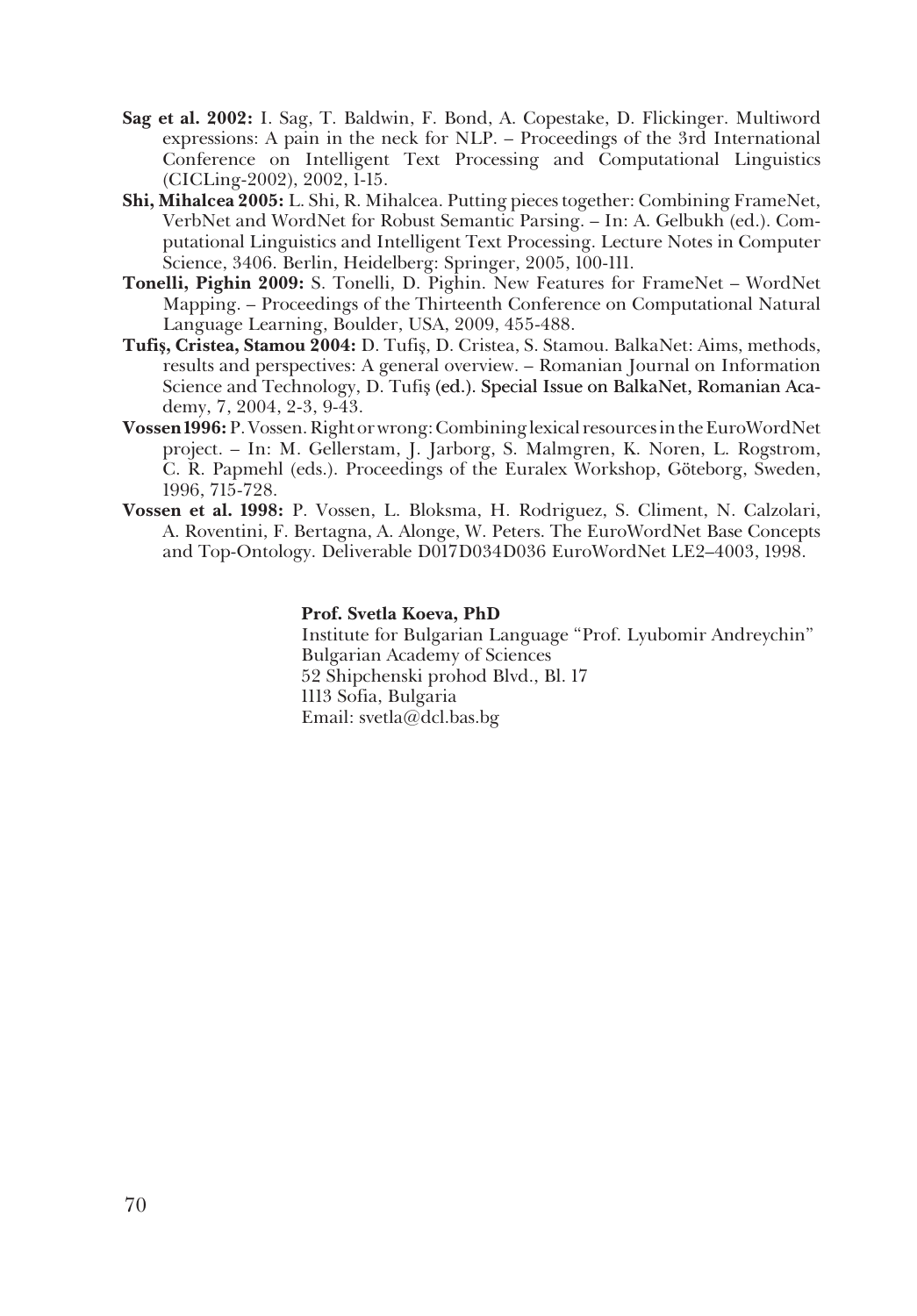**Sag et al. 2002:** I. Sag, T. Baldwin, F. Bond, A. Copestake, D. Flickinger. Multiword expressions: A pain in the neck for NLP. – Proceedings of the 3rd International Conference on Intelligent Text Processing and Computational Linguistics (CICLing-2002), 2002, 1-15.

**Shi, Mihalcea 2005:** L. Shi, R. Mihalcea. Putting pieces together: Combining FrameNet, VerbNet and WordNet for Robust Semantic Parsing. – In: A. Gelbukh (ed.). Computational Linguistics and Intelligent Text Processing. Lecture Notes in Computer Science, 3406. Berlin, Heidelberg: Springer, 2005, 100-111.

**Tonelli, Pighin 2009:** S. Tonelli, D. Pighin. New Features for FrameNet – WordNet Mapping. – Proceedings of the Thirteenth Conference on Computational Natural Language Learning, Boulder, USA, 2009, 455-488.

**Tufiş, Cristea, Stamou 2004:** D. Tufiş, D. Cristea, S. Stamou. BalkaNet: Aims, methods, results and perspectives: A general overview. – Romanian Journal on Information Science and Technology, D. Tufiş (ed.). Special Issue on BalkaNet, Romanian Academy, 7, 2004, 2-3, 9-43.

**Vossen 1996:** P. Vossen. Right or wrong: Combining lexical resources in the EuroWordNet project. – In: M. Gellerstam, J. Jarborg, S. Malmgren, K. Noren, L. Rogstrom, C. R. Papmehl (eds.). Proceedings of the Euralex Workshop, Göteborg, Sweden, 1996, 715-728.

**Vossen et al. 1998:** P. Vossen, L. Bloksma, H. Rodriguez, S. Climent, N. Calzolari, A. Roventini, F. Bertagna, A. Alonge, W. Peters. The EuroWordNet Base Concepts and Top-Ontology. Deliverable D017D034D036 EuroWordNet LE2–4003, 1998.

**Prof. Svetla Koeva, PhD**
Institute for Bulgarian Language "Prof. Lyubomir Andreychin"
Bulgarian Academy of Sciences
52 Shipchenski prohod Blvd., Bl. 17
1113 Sofia, Bulgaria
Email: svetla@dcl.bas.bg